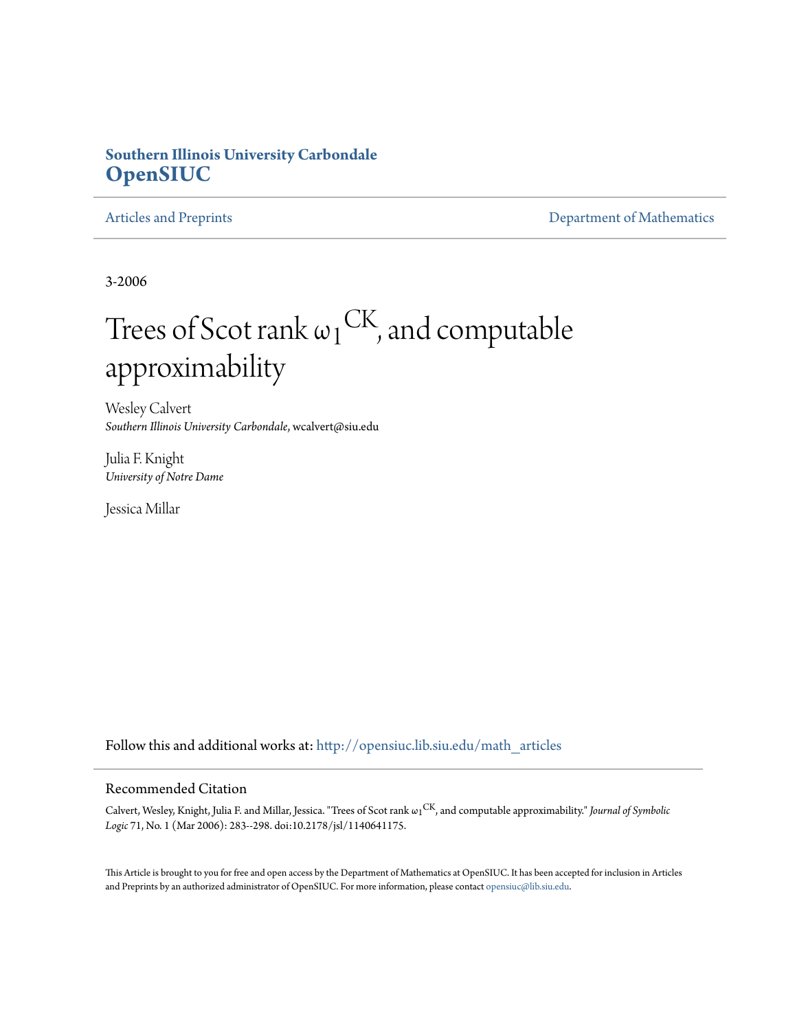**Southern Illinois University Carbondale**
**OpenSIUC**

Articles and Preprints | Department of Mathematics

3-2006

# Trees of Scot rank $\omega_1^{CK}$, and computable approximability

Wesley Calvert
*Southern Illinois University Carbondale*, wcalvert@siu.edu

Julia F. Knight
*University of Notre Dame*

Jessica Millar

Follow this and additional works at: http://opensiuc.lib.siu.edu/math_articles

## Recommended Citation

Calvert, Wesley, Knight, Julia F. and Millar, Jessica. "Trees of Scot rank $\omega_1^{CK}$, and computable approximability." *Journal of Symbolic Logic* 71, No. 1 (Mar 2006): 283--298. doi:10.2178/jsl/1140641175.

This Article is brought to you for free and open access by the Department of Mathematics at OpenSIUC. It has been accepted for inclusion in Articles and Preprints by an authorized administrator of OpenSIUC. For more information, please contact opensiuc@lib.siu.edu.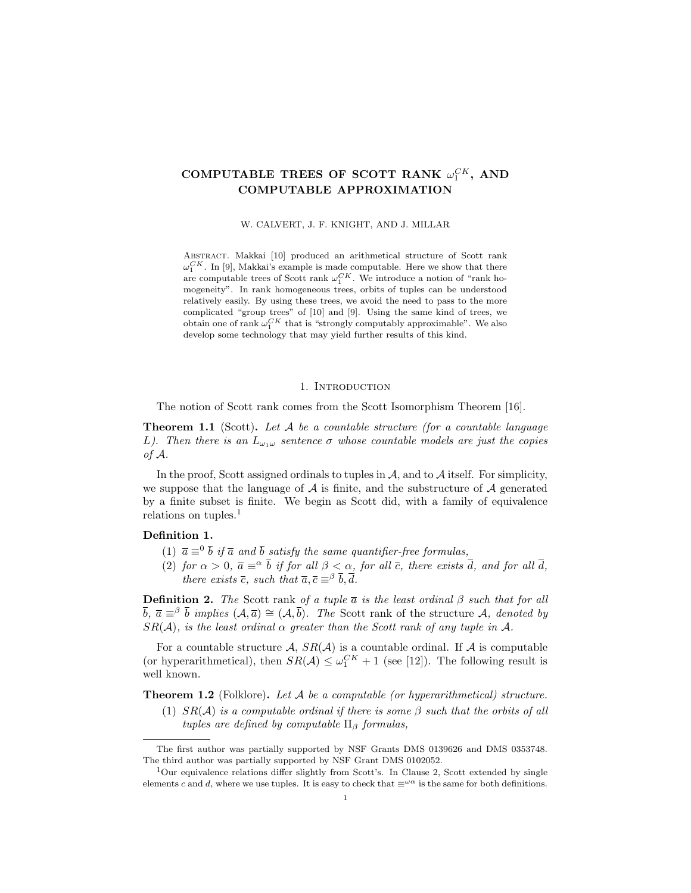# COMPUTABLE TREES OF SCOTT RANK $\omega_1^{CK}$, AND COMPUTABLE APPROXIMATION

W. CALVERT, J. F. KNIGHT, AND J. MILLAR

Abstract. Makkai [10] produced an arithmetical structure of Scott rank $\omega_1^{CK}$. In [9], Makkai's example is made computable. Here we show that there are computable trees of Scott rank $\omega_1^{CK}$. We introduce a notion of "rank homogeneity". In rank homogeneous trees, orbits of tuples can be understood relatively easily. By using these trees, we avoid the need to pass to the more complicated "group trees" of [10] and [9]. Using the same kind of trees, we obtain one of rank $\omega_1^{CK}$ that is "strongly computably approximable". We also develop some technology that may yield further results of this kind.

## 1. Introduction

The notion of Scott rank comes from the Scott Isomorphism Theorem [16].

**Theorem 1.1** (Scott). *Let $\mathcal{A}$ be a countable structure (for a countable language $L$). Then there is an $L_{\omega_1\omega}$ sentence $\sigma$ whose countable models are just the copies of $\mathcal{A}$.*

In the proof, Scott assigned ordinals to tuples in $\mathcal{A}$, and to $\mathcal{A}$ itself. For simplicity, we suppose that the language of $\mathcal{A}$ is finite, and the substructure of $\mathcal{A}$ generated by a finite subset is finite. We begin as Scott did, with a family of equivalence relations on tuples.[1]

**Definition 1.**

1. $\overline{a} \equiv^0 \overline{b}$ *if $\overline{a}$ and $\overline{b}$ satisfy the same quantifier-free formulas,*
2. *for $\alpha > 0$, $\overline{a} \equiv^\alpha \overline{b}$ if for all $\beta < \alpha$, for all $\overline{c}$, there exists $\overline{d}$, and for all $\overline{d}$, there exists $\overline{c}$, such that $\overline{a}, \overline{c} \equiv^\beta \overline{b}, \overline{d}$.*

**Definition 2.** *The* Scott rank *of a tuple $\overline{a}$ is the least ordinal $\beta$ such that for all $\overline{b}$, $\overline{a} \equiv^\beta \overline{b}$ implies $(\mathcal{A}, \overline{a}) \cong (\mathcal{A}, \overline{b})$. The* Scott rank of the structure $\mathcal{A}$, *denoted by $SR(\mathcal{A})$, is the least ordinal $\alpha$ greater than the Scott rank of any tuple in $\mathcal{A}$.*

For a countable structure $\mathcal{A}$, $SR(\mathcal{A})$ is a countable ordinal. If $\mathcal{A}$ is computable (or hyperarithmetical), then $SR(\mathcal{A}) \leq \omega_1^{CK} + 1$ (see [12]). The following result is well known.

**Theorem 1.2** (Folklore). *Let $\mathcal{A}$ be a computable (or hyperarithmetical) structure.*

1. *$SR(\mathcal{A})$ is a computable ordinal if there is some $\beta$ such that the orbits of all tuples are defined by computable $\Pi_\beta$ formulas,*

---

The first author was partially supported by NSF Grants DMS 0139626 and DMS 0353748. The third author was partially supported by NSF Grant DMS 0102052.

[1] Our equivalence relations differ slightly from Scott's. In Clause 2, Scott extended by single elements $c$ and $d$, where we use tuples. It is easy to check that $\equiv^{\omega\alpha}$ is the same for both definitions.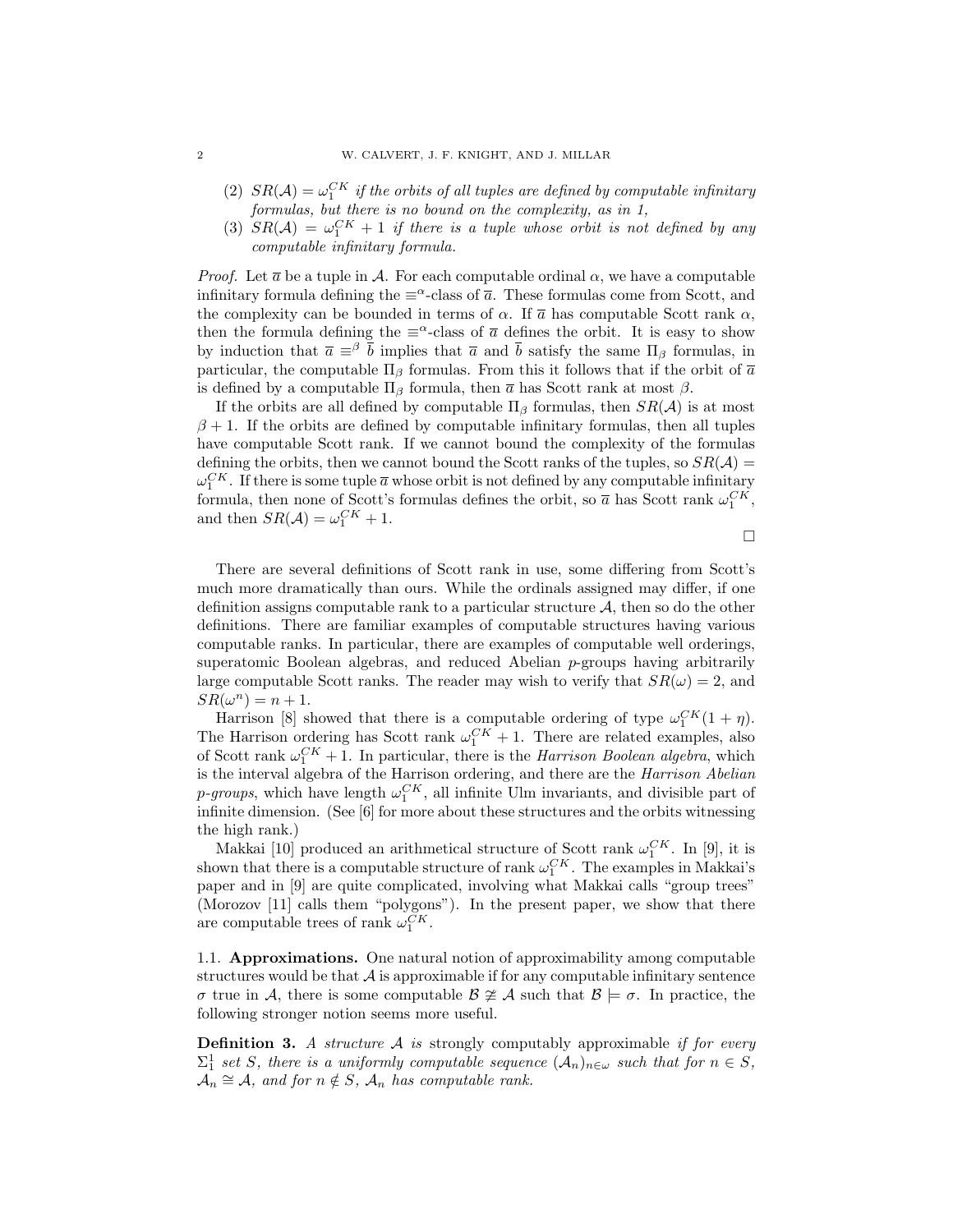(2) $SR(\mathcal{A}) = \omega_1^{CK}$ *if the orbits of all tuples are defined by computable infinitary formulas, but there is no bound on the complexity, as in 1,*

(3) $SR(\mathcal{A}) = \omega_1^{CK} + 1$ *if there is a tuple whose orbit is not defined by any computable infinitary formula.*

*Proof.* Let $\overline{a}$ be a tuple in $\mathcal{A}$. For each computable ordinal $\alpha$, we have a computable infinitary formula defining the $\equiv^\alpha$-class of $\overline{a}$. These formulas come from Scott, and the complexity can be bounded in terms of $\alpha$. If $\overline{a}$ has computable Scott rank $\alpha$, then the formula defining the $\equiv^\alpha$-class of $\overline{a}$ defines the orbit. It is easy to show by induction that $\overline{a} \equiv^\beta \overline{b}$ implies that $\overline{a}$ and $\overline{b}$ satisfy the same $\Pi_\beta$ formulas, in particular, the computable $\Pi_\beta$ formulas. From this it follows that if the orbit of $\overline{a}$ is defined by a computable $\Pi_\beta$ formula, then $\overline{a}$ has Scott rank at most $\beta$.

If the orbits are all defined by computable $\Pi_\beta$ formulas, then $SR(\mathcal{A})$ is at most $\beta + 1$. If the orbits are defined by computable infinitary formulas, then all tuples have computable Scott rank. If we cannot bound the complexity of the formulas defining the orbits, then we cannot bound the Scott ranks of the tuples, so $SR(\mathcal{A}) = \omega_1^{CK}$. If there is some tuple $\overline{a}$ whose orbit is not defined by any computable infinitary formula, then none of Scott's formulas defines the orbit, so $\overline{a}$ has Scott rank $\omega_1^{CK}$, and then $SR(\mathcal{A}) = \omega_1^{CK} + 1$. □

There are several definitions of Scott rank in use, some differing from Scott's much more dramatically than ours. While the ordinals assigned may differ, if one definition assigns computable rank to a particular structure $\mathcal{A}$, then so do the other definitions. There are familiar examples of computable structures having various computable ranks. In particular, there are examples of computable well orderings, superatomic Boolean algebras, and reduced Abelian $p$-groups having arbitrarily large computable Scott ranks. The reader may wish to verify that $SR(\omega) = 2$, and $SR(\omega^n) = n + 1$.

Harrison [8] showed that there is a computable ordering of type $\omega_1^{CK}(1 + \eta)$. The Harrison ordering has Scott rank $\omega_1^{CK} + 1$. There are related examples, also of Scott rank $\omega_1^{CK} + 1$. In particular, there is the *Harrison Boolean algebra*, which is the interval algebra of the Harrison ordering, and there are the *Harrison Abelian p-groups*, which have length $\omega_1^{CK}$, all infinite Ulm invariants, and divisible part of infinite dimension. (See [6] for more about these structures and the orbits witnessing the high rank.)

Makkai [10] produced an arithmetical structure of Scott rank $\omega_1^{CK}$. In [9], it is shown that there is a computable structure of rank $\omega_1^{CK}$. The examples in Makkai's paper and in [9] are quite complicated, involving what Makkai calls "group trees" (Morozov [11] calls them "polygons"). In the present paper, we show that there are computable trees of rank $\omega_1^{CK}$.

### 1.1. Approximations.

One natural notion of approximability among computable structures would be that $\mathcal{A}$ is approximable if for any computable infinitary sentence $\sigma$ true in $\mathcal{A}$, there is some computable $\mathcal{B} \not\cong \mathcal{A}$ such that $\mathcal{B} \models \sigma$. In practice, the following stronger notion seems more useful.

**Definition 3.** *A structure $\mathcal{A}$ is* strongly computably approximable *if for every $\Sigma_1^1$ set $S$, there is a uniformly computable sequence $(\mathcal{A}_n)_{n\in\omega}$ such that for $n \in S$, $\mathcal{A}_n \cong \mathcal{A}$, and for $n \notin S$, $\mathcal{A}_n$ has computable rank.*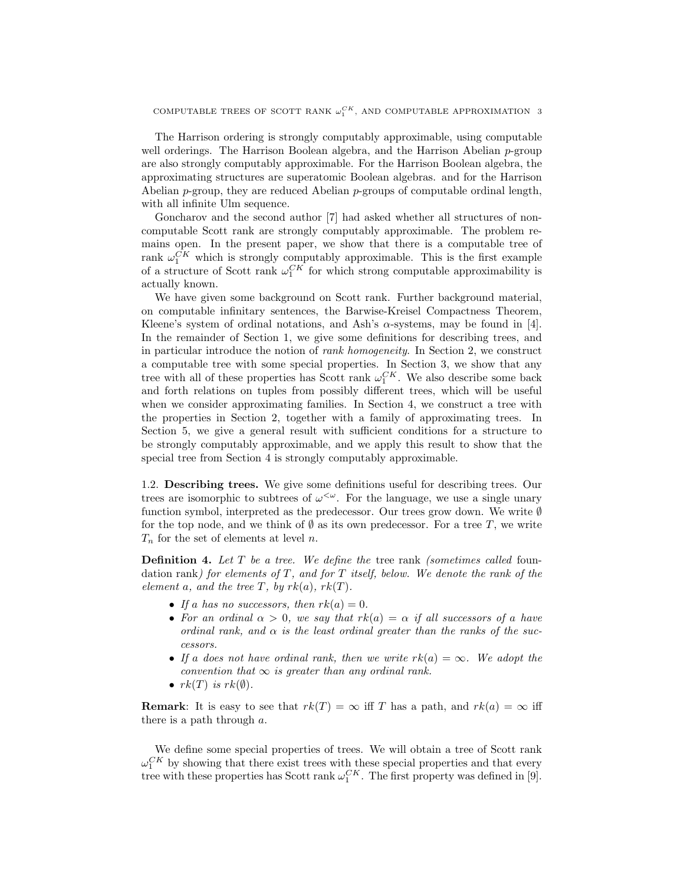The Harrison ordering is strongly computably approximable, using computable well orderings. The Harrison Boolean algebra, and the Harrison Abelian $p$-group are also strongly computably approximable. For the Harrison Boolean algebra, the approximating structures are superatomic Boolean algebras. and for the Harrison Abelian $p$-group, they are reduced Abelian $p$-groups of computable ordinal length, with all infinite Ulm sequence.

Goncharov and the second author [7] had asked whether all structures of non-computable Scott rank are strongly computably approximable. The problem remains open. In the present paper, we show that there is a computable tree of rank $\omega_1^{CK}$ which is strongly computably approximable. This is the first example of a structure of Scott rank $\omega_1^{CK}$ for which strong computable approximability is actually known.

We have given some background on Scott rank. Further background material, on computable infinitary sentences, the Barwise-Kreisel Compactness Theorem, Kleene's system of ordinal notations, and Ash's $\alpha$-systems, may be found in [4]. In the remainder of Section 1, we give some definitions for describing trees, and in particular introduce the notion of *rank homogeneity*. In Section 2, we construct a computable tree with some special properties. In Section 3, we show that any tree with all of these properties has Scott rank $\omega_1^{CK}$. We also describe some back and forth relations on tuples from possibly different trees, which will be useful when we consider approximating families. In Section 4, we construct a tree with the properties in Section 2, together with a family of approximating trees. In Section 5, we give a general result with sufficient conditions for a structure to be strongly computably approximable, and we apply this result to show that the special tree from Section 4 is strongly computably approximable.

1.2. **Describing trees.** We give some definitions useful for describing trees. Our trees are isomorphic to subtrees of $\omega^{<\omega}$. For the language, we use a single unary function symbol, interpreted as the predecessor. Our trees grow down. We write $\emptyset$ for the top node, and we think of $\emptyset$ as its own predecessor. For a tree $T$, we write $T_n$ for the set of elements at level $n$.

**Definition 4.** *Let $T$ be a tree. We define the* tree rank *(sometimes called* foundation rank*) for elements of $T$, and for $T$ itself, below. We denote the rank of the element $a$, and the tree $T$, by $rk(a)$, $rk(T)$.*

- *If $a$ has no successors, then $rk(a) = 0$.*
- *For an ordinal $\alpha > 0$, we say that $rk(a) = \alpha$ if all successors of $a$ have ordinal rank, and $\alpha$ is the least ordinal greater than the ranks of the successors.*
- *If $a$ does not have ordinal rank, then we write $rk(a) = \infty$. We adopt the convention that $\infty$ is greater than any ordinal rank.*
- *$rk(T)$ is $rk(\emptyset)$.*

**Remark**: It is easy to see that $rk(T) = \infty$ iff $T$ has a path, and $rk(a) = \infty$ iff there is a path through $a$.

We define some special properties of trees. We will obtain a tree of Scott rank $\omega_1^{CK}$ by showing that there exist trees with these special properties and that every tree with these properties has Scott rank $\omega_1^{CK}$. The first property was defined in [9].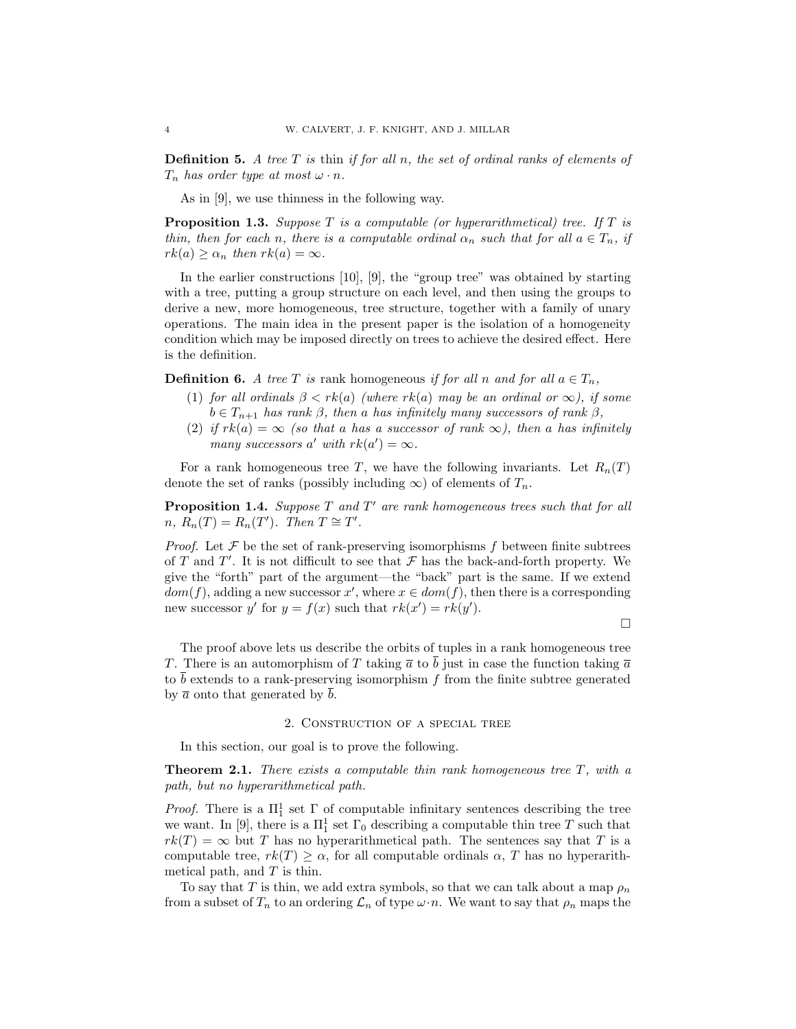**Definition 5.** *A tree $T$ is* thin *if for all $n$, the set of ordinal ranks of elements of $T_n$ has order type at most $\omega \cdot n$.*

As in [9], we use thinness in the following way.

**Proposition 1.3.** *Suppose $T$ is a computable (or hyperarithmetical) tree. If $T$ is thin, then for each $n$, there is a computable ordinal $\alpha_n$ such that for all $a \in T_n$, if $rk(a) \geq \alpha_n$ then $rk(a) = \infty$.*

In the earlier constructions [10], [9], the "group tree" was obtained by starting with a tree, putting a group structure on each level, and then using the groups to derive a new, more homogeneous, tree structure, together with a family of unary operations. The main idea in the present paper is the isolation of a homogeneity condition which may be imposed directly on trees to achieve the desired effect. Here is the definition.

**Definition 6.** *A tree $T$ is* rank homogeneous *if for all $n$ and for all $a \in T_n$,*

1. *for all ordinals $\beta < rk(a)$ (where $rk(a)$ may be an ordinal or $\infty$), if some $b \in T_{n+1}$ has rank $\beta$, then $a$ has infinitely many successors of rank $\beta$,*
2. *if $rk(a) = \infty$ (so that $a$ has a successor of rank $\infty$), then $a$ has infinitely many successors $a'$ with $rk(a') = \infty$.*

For a rank homogeneous tree $T$, we have the following invariants. Let $R_n(T)$ denote the set of ranks (possibly including $\infty$) of elements of $T_n$.

**Proposition 1.4.** *Suppose $T$ and $T'$ are rank homogeneous trees such that for all $n$, $R_n(T) = R_n(T')$. Then $T \cong T'$.*

*Proof.* Let $\mathcal{F}$ be the set of rank-preserving isomorphisms $f$ between finite subtrees of $T$ and $T'$. It is not difficult to see that $\mathcal{F}$ has the back-and-forth property. We give the "forth" part of the argument—the "back" part is the same. If we extend $dom(f)$, adding a new successor $x'$, where $x \in dom(f)$, then there is a corresponding new successor $y'$ for $y = f(x)$ such that $rk(x') = rk(y')$.

□

The proof above lets us describe the orbits of tuples in a rank homogeneous tree $T$. There is an automorphism of $T$ taking $\overline{a}$ to $\overline{b}$ just in case the function taking $\overline{a}$ to $\overline{b}$ extends to a rank-preserving isomorphism $f$ from the finite subtree generated by $\overline{a}$ onto that generated by $\overline{b}$.

## 2. Construction of a special tree

In this section, our goal is to prove the following.

**Theorem 2.1.** *There exists a computable thin rank homogeneous tree $T$, with a path, but no hyperarithmetical path.*

*Proof.* There is a $\Pi^1_1$ set $\Gamma$ of computable infinitary sentences describing the tree we want. In [9], there is a $\Pi^1_1$ set $\Gamma_0$ describing a computable thin tree $T$ such that $rk(T) = \infty$ but $T$ has no hyperarithmetical path. The sentences say that $T$ is a computable tree, $rk(T) \geq \alpha$, for all computable ordinals $\alpha$, $T$ has no hyperarithmetical path, and $T$ is thin.

To say that $T$ is thin, we add extra symbols, so that we can talk about a map $\rho_n$ from a subset of $T_n$ to an ordering $\mathcal{L}_n$ of type $\omega \cdot n$. We want to say that $\rho_n$ maps the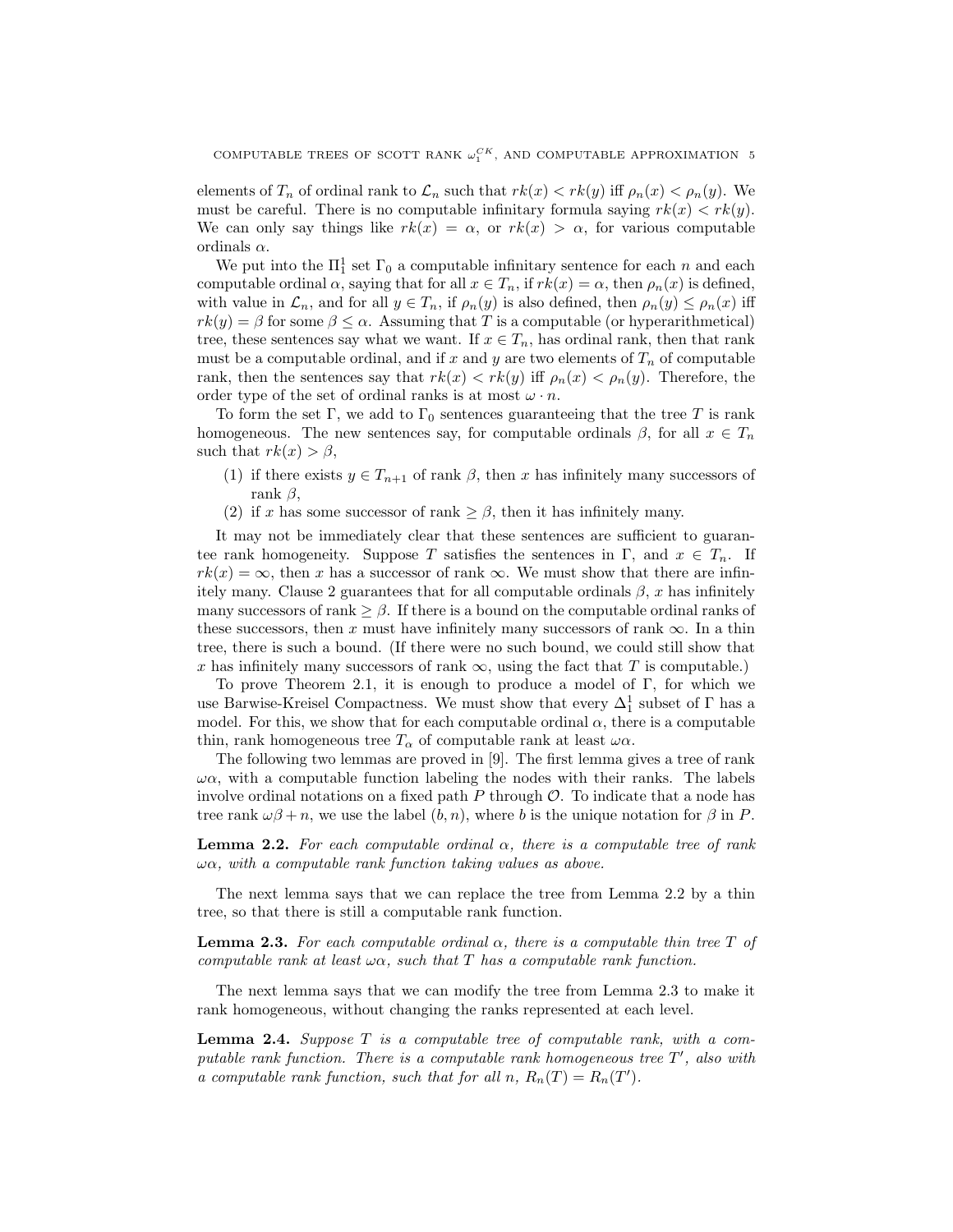elements of $T_n$ of ordinal rank to $\mathcal{L}_n$ such that $rk(x) < rk(y)$ iff $\rho_n(x) < \rho_n(y)$. We must be careful. There is no computable infinitary formula saying $rk(x) < rk(y)$. We can only say things like $rk(x) = \alpha$, or $rk(x) > \alpha$, for various computable ordinals $\alpha$.

We put into the $\Pi^1_1$ set $\Gamma_0$ a computable infinitary sentence for each $n$ and each computable ordinal $\alpha$, saying that for all $x \in T_n$, if $rk(x) = \alpha$, then $\rho_n(x)$ is defined, with value in $\mathcal{L}_n$, and for all $y \in T_n$, if $\rho_n(y)$ is also defined, then $\rho_n(y) \leq \rho_n(x)$ iff $rk(y) = \beta$ for some $\beta \leq \alpha$. Assuming that $T$ is a computable (or hyperarithmetical) tree, these sentences say what we want. If $x \in T_n$, has ordinal rank, then that rank must be a computable ordinal, and if $x$ and $y$ are two elements of $T_n$ of computable rank, then the sentences say that $rk(x) < rk(y)$ iff $\rho_n(x) < \rho_n(y)$. Therefore, the order type of the set of ordinal ranks is at most $\omega \cdot n$.

To form the set $\Gamma$, we add to $\Gamma_0$ sentences guaranteeing that the tree $T$ is rank homogeneous. The new sentences say, for computable ordinals $\beta$, for all $x \in T_n$ such that $rk(x) > \beta$,

1. if there exists $y \in T_{n+1}$ of rank $\beta$, then $x$ has infinitely many successors of rank $\beta$,
2. if $x$ has some successor of rank $\geq \beta$, then it has infinitely many.

It may not be immediately clear that these sentences are sufficient to guarantee rank homogeneity. Suppose $T$ satisfies the sentences in $\Gamma$, and $x \in T_n$. If $rk(x) = \infty$, then $x$ has a successor of rank $\infty$. We must show that there are infinitely many. Clause 2 guarantees that for all computable ordinals $\beta$, $x$ has infinitely many successors of rank $\geq \beta$. If there is a bound on the computable ordinal ranks of these successors, then $x$ must have infinitely many successors of rank $\infty$. In a thin tree, there is such a bound. (If there were no such bound, we could still show that $x$ has infinitely many successors of rank $\infty$, using the fact that $T$ is computable.)

To prove Theorem 2.1, it is enough to produce a model of $\Gamma$, for which we use Barwise-Kreisel Compactness. We must show that every $\Delta^1_1$ subset of $\Gamma$ has a model. For this, we show that for each computable ordinal $\alpha$, there is a computable thin, rank homogeneous tree $T_\alpha$ of computable rank at least $\omega\alpha$.

The following two lemmas are proved in [9]. The first lemma gives a tree of rank $\omega\alpha$, with a computable function labeling the nodes with their ranks. The labels involve ordinal notations on a fixed path $P$ through $\mathcal{O}$. To indicate that a node has tree rank $\omega\beta + n$, we use the label $(b, n)$, where $b$ is the unique notation for $\beta$ in $P$.

**Lemma 2.2.** *For each computable ordinal $\alpha$, there is a computable tree of rank $\omega\alpha$, with a computable rank function taking values as above.*

The next lemma says that we can replace the tree from Lemma 2.2 by a thin tree, so that there is still a computable rank function.

**Lemma 2.3.** *For each computable ordinal $\alpha$, there is a computable thin tree $T$ of computable rank at least $\omega\alpha$, such that $T$ has a computable rank function.*

The next lemma says that we can modify the tree from Lemma 2.3 to make it rank homogeneous, without changing the ranks represented at each level.

**Lemma 2.4.** *Suppose $T$ is a computable tree of computable rank, with a computable rank function. There is a computable rank homogeneous tree $T'$, also with a computable rank function, such that for all $n$, $R_n(T) = R_n(T')$.*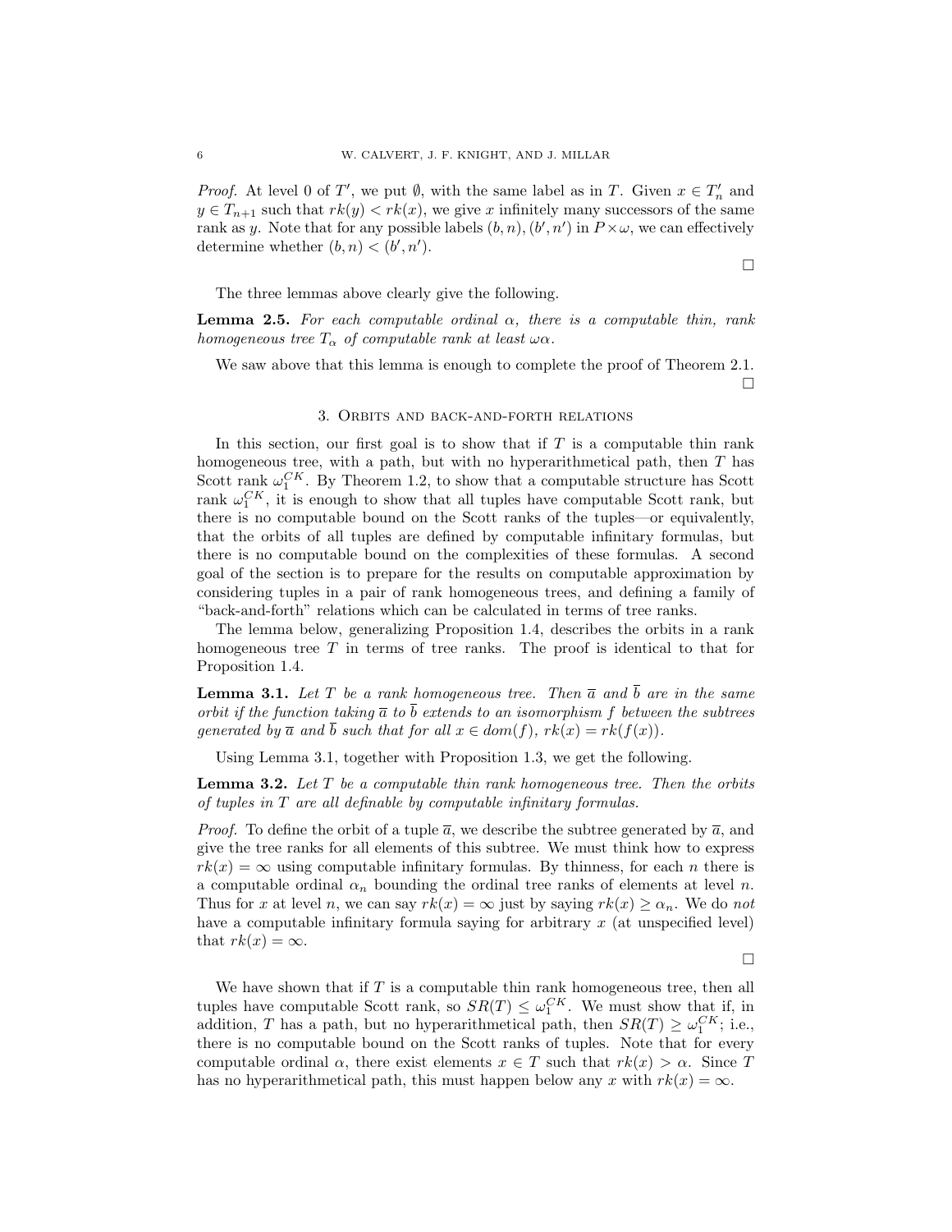*Proof.* At level 0 of $T'$, we put $\emptyset$, with the same label as in $T$. Given $x \in T'_n$ and $y \in T_{n+1}$ such that $rk(y) < rk(x)$, we give $x$ infinitely many successors of the same rank as $y$. Note that for any possible labels $(b, n), (b', n')$ in $P \times \omega$, we can effectively determine whether $(b, n) < (b', n')$.

□

The three lemmas above clearly give the following.

**Lemma 2.5.** *For each computable ordinal $\alpha$, there is a computable thin, rank homogeneous tree $T_\alpha$ of computable rank at least $\omega\alpha$.*

We saw above that this lemma is enough to complete the proof of Theorem 2.1.

□

## 3. Orbits and back-and-forth relations

In this section, our first goal is to show that if $T$ is a computable thin rank homogeneous tree, with a path, but with no hyperarithmetical path, then $T$ has Scott rank $\omega_1^{CK}$. By Theorem 1.2, to show that a computable structure has Scott rank $\omega_1^{CK}$, it is enough to show that all tuples have computable Scott rank, but there is no computable bound on the Scott ranks of the tuples—or equivalently, that the orbits of all tuples are defined by computable infinitary formulas, but there is no computable bound on the complexities of these formulas. A second goal of the section is to prepare for the results on computable approximation by considering tuples in a pair of rank homogeneous trees, and defining a family of "back-and-forth" relations which can be calculated in terms of tree ranks.

The lemma below, generalizing Proposition 1.4, describes the orbits in a rank homogeneous tree $T$ in terms of tree ranks. The proof is identical to that for Proposition 1.4.

**Lemma 3.1.** *Let $T$ be a rank homogeneous tree. Then $\overline{a}$ and $\overline{b}$ are in the same orbit if the function taking $\overline{a}$ to $\overline{b}$ extends to an isomorphism $f$ between the subtrees generated by $\overline{a}$ and $\overline{b}$ such that for all $x \in dom(f)$, $rk(x) = rk(f(x))$.*

Using Lemma 3.1, together with Proposition 1.3, we get the following.

**Lemma 3.2.** *Let $T$ be a computable thin rank homogeneous tree. Then the orbits of tuples in $T$ are all definable by computable infinitary formulas.*

*Proof.* To define the orbit of a tuple $\overline{a}$, we describe the subtree generated by $\overline{a}$, and give the tree ranks for all elements of this subtree. We must think how to express $rk(x) = \infty$ using computable infinitary formulas. By thinness, for each $n$ there is a computable ordinal $\alpha_n$ bounding the ordinal tree ranks of elements at level $n$. Thus for $x$ at level $n$, we can say $rk(x) = \infty$ just by saying $rk(x) \geq \alpha_n$. We do *not* have a computable infinitary formula saying for arbitrary $x$ (at unspecified level) that $rk(x) = \infty$.

□

We have shown that if $T$ is a computable thin rank homogeneous tree, then all tuples have computable Scott rank, so $SR(T) \leq \omega_1^{CK}$. We must show that if, in addition, $T$ has a path, but no hyperarithmetical path, then $SR(T) \geq \omega_1^{CK}$; i.e., there is no computable bound on the Scott ranks of tuples. Note that for every computable ordinal $\alpha$, there exist elements $x \in T$ such that $rk(x) > \alpha$. Since $T$ has no hyperarithmetical path, this must happen below any $x$ with $rk(x) = \infty$.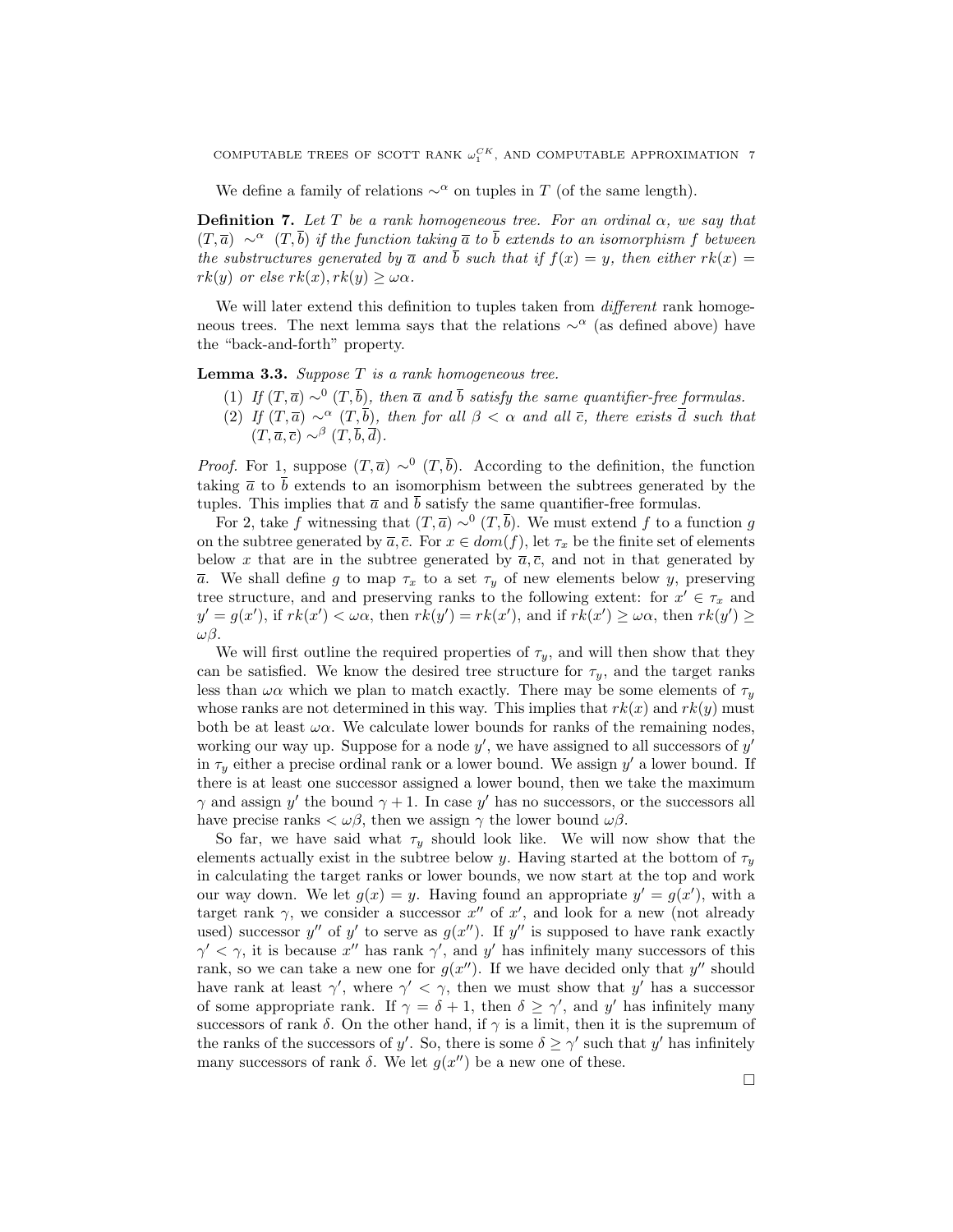We define a family of relations $\sim^\alpha$ on tuples in $T$ (of the same length).

**Definition 7.** *Let $T$ be a rank homogeneous tree. For an ordinal $\alpha$, we say that $(T, \overline{a}) \sim^\alpha (T, \overline{b})$ if the function taking $\overline{a}$ to $\overline{b}$ extends to an isomorphism $f$ between the substructures generated by $\overline{a}$ and $\overline{b}$ such that if $f(x) = y$, then either $rk(x) = rk(y)$ or else $rk(x), rk(y) \geq \omega\alpha$.*

We will later extend this definition to tuples taken from *different* rank homogeneous trees. The next lemma says that the relations $\sim^\alpha$ (as defined above) have the "back-and-forth" property.

**Lemma 3.3.** *Suppose $T$ is a rank homogeneous tree.*

1. *If $(T, \overline{a}) \sim^0 (T, \overline{b})$, then $\overline{a}$ and $\overline{b}$ satisfy the same quantifier-free formulas.*
2. *If $(T, \overline{a}) \sim^\alpha (T, \overline{b})$, then for all $\beta < \alpha$ and all $\overline{c}$, there exists $\overline{d}$ such that $(T, \overline{a}, \overline{c}) \sim^\beta (T, \overline{b}, \overline{d})$.*

*Proof.* For 1, suppose $(T, \overline{a}) \sim^0 (T, \overline{b})$. According to the definition, the function taking $\overline{a}$ to $\overline{b}$ extends to an isomorphism between the subtrees generated by the tuples. This implies that $\overline{a}$ and $\overline{b}$ satisfy the same quantifier-free formulas.

For 2, take $f$ witnessing that $(T, \overline{a}) \sim^0 (T, \overline{b})$. We must extend $f$ to a function $g$ on the subtree generated by $\overline{a}, \overline{c}$. For $x \in dom(f)$, let $\tau_x$ be the finite set of elements below $x$ that are in the subtree generated by $\overline{a}, \overline{c}$, and not in that generated by $\overline{a}$. We shall define $g$ to map $\tau_x$ to a set $\tau_y$ of new elements below $y$, preserving tree structure, and and preserving ranks to the following extent: for $x' \in \tau_x$ and $y' = g(x')$, if $rk(x') < \omega\alpha$, then $rk(y') = rk(x')$, and if $rk(x') \geq \omega\alpha$, then $rk(y') \geq \omega\beta$.

We will first outline the required properties of $\tau_y$, and will then show that they can be satisfied. We know the desired tree structure for $\tau_y$, and the target ranks less than $\omega\alpha$ which we plan to match exactly. There may be some elements of $\tau_y$ whose ranks are not determined in this way. This implies that $rk(x)$ and $rk(y)$ must both be at least $\omega\alpha$. We calculate lower bounds for ranks of the remaining nodes, working our way up. Suppose for a node $y'$, we have assigned to all successors of $y'$ in $\tau_y$ either a precise ordinal rank or a lower bound. We assign $y'$ a lower bound. If there is at least one successor assigned a lower bound, then we take the maximum $\gamma$ and assign $y'$ the bound $\gamma + 1$. In case $y'$ has no successors, or the successors all have precise ranks $< \omega\beta$, then we assign $\gamma$ the lower bound $\omega\beta$.

So far, we have said what $\tau_y$ should look like. We will now show that the elements actually exist in the subtree below $y$. Having started at the bottom of $\tau_y$ in calculating the target ranks or lower bounds, we now start at the top and work our way down. We let $g(x) = y$. Having found an appropriate $y' = g(x')$, with a target rank $\gamma$, we consider a successor $x''$ of $x'$, and look for a new (not already used) successor $y''$ of $y'$ to serve as $g(x'')$. If $y''$ is supposed to have rank exactly $\gamma' < \gamma$, it is because $x''$ has rank $\gamma'$, and $y'$ has infinitely many successors of this rank, so we can take a new one for $g(x'')$. If we have decided only that $y''$ should have rank at least $\gamma'$, where $\gamma' < \gamma$, then we must show that $y'$ has a successor of some appropriate rank. If $\gamma = \delta + 1$, then $\delta \geq \gamma'$, and $y'$ has infinitely many successors of rank $\delta$. On the other hand, if $\gamma$ is a limit, then it is the supremum of the ranks of the successors of $y'$. So, there is some $\delta \geq \gamma'$ such that $y'$ has infinitely many successors of rank $\delta$. We let $g(x'')$ be a new one of these.

□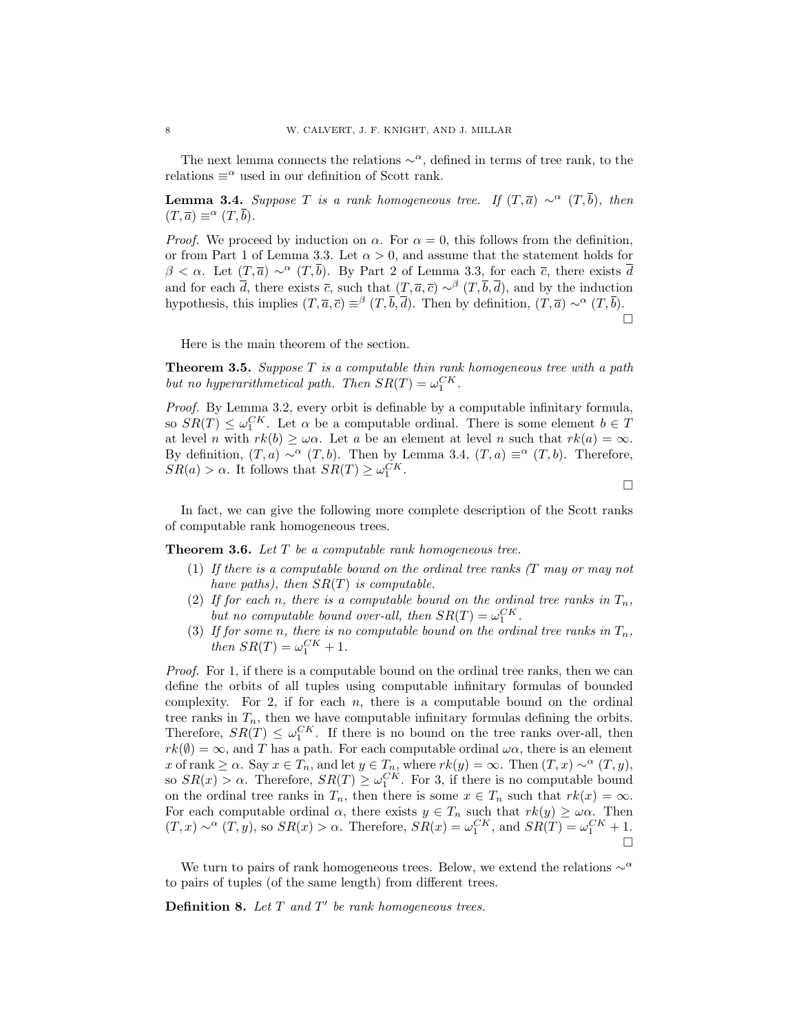The next lemma connects the relations $\sim^\alpha$, defined in terms of tree rank, to the relations $\equiv^\alpha$ used in our definition of Scott rank.

**Lemma 3.4.** *Suppose $T$ is a rank homogeneous tree. If $(T, \overline{a}) \sim^\alpha (T, \overline{b})$, then $(T, \overline{a}) \equiv^\alpha (T, \overline{b})$.*

*Proof.* We proceed by induction on $\alpha$. For $\alpha = 0$, this follows from the definition, or from Part 1 of Lemma 3.3. Let $\alpha > 0$, and assume that the statement holds for $\beta < \alpha$. Let $(T, \overline{a}) \sim^\alpha (T, \overline{b})$. By Part 2 of Lemma 3.3, for each $\overline{c}$, there exists $\overline{d}$ and for each $\overline{d}$, there exists $\overline{c}$, such that $(T, \overline{a}, \overline{c}) \sim^\beta (T, \overline{b}, \overline{d})$, and by the induction hypothesis, this implies $(T, \overline{a}, \overline{c}) \equiv^\beta (T, \overline{b}, \overline{d})$. Then by definition, $(T, \overline{a}) \sim^\alpha (T, \overline{b})$. □

Here is the main theorem of the section.

**Theorem 3.5.** *Suppose $T$ is a computable thin rank homogeneous tree with a path but no hyperarithmetical path. Then $SR(T) = \omega_1^{CK}$.*

*Proof.* By Lemma 3.2, every orbit is definable by a computable infinitary formula, so $SR(T) \leq \omega_1^{CK}$. Let $\alpha$ be a computable ordinal. There is some element $b \in T$ at level $n$ with $rk(b) \geq \omega\alpha$. Let $a$ be an element at level $n$ such that $rk(a) = \infty$. By definition, $(T, a) \sim^\alpha (T, b)$. Then by Lemma 3.4, $(T, a) \equiv^\alpha (T, b)$. Therefore, $SR(a) > \alpha$. It follows that $SR(T) \geq \omega_1^{CK}$. □

In fact, we can give the following more complete description of the Scott ranks of computable rank homogeneous trees.

**Theorem 3.6.** *Let $T$ be a computable rank homogeneous tree.*

1. *If there is a computable bound on the ordinal tree ranks ($T$ may or may not have paths), then $SR(T)$ is computable.*
2. *If for each $n$, there is a computable bound on the ordinal tree ranks in $T_n$, but no computable bound over-all, then $SR(T) = \omega_1^{CK}$.*
3. *If for some $n$, there is no computable bound on the ordinal tree ranks in $T_n$, then $SR(T) = \omega_1^{CK} + 1$.*

*Proof.* For 1, if there is a computable bound on the ordinal tree ranks, then we can define the orbits of all tuples using computable infinitary formulas of bounded complexity. For 2, if for each $n$, there is a computable bound on the ordinal tree ranks in $T_n$, then we have computable infinitary formulas defining the orbits. Therefore, $SR(T) \leq \omega_1^{CK}$. If there is no bound on the tree ranks over-all, then $rk(\emptyset) = \infty$, and $T$ has a path. For each computable ordinal $\omega\alpha$, there is an element $x$ of rank $\geq \alpha$. Say $x \in T_n$, and let $y \in T_n$, where $rk(y) = \infty$. Then $(T, x) \sim^\alpha (T, y)$, so $SR(x) > \alpha$. Therefore, $SR(T) \geq \omega_1^{CK}$. For 3, if there is no computable bound on the ordinal tree ranks in $T_n$, then there is some $x \in T_n$ such that $rk(x) = \infty$. For each computable ordinal $\alpha$, there exists $y \in T_n$ such that $rk(y) \geq \omega\alpha$. Then $(T, x) \sim^\alpha (T, y)$, so $SR(x) > \alpha$. Therefore, $SR(x) = \omega_1^{CK}$, and $SR(T) = \omega_1^{CK} + 1$. □

We turn to pairs of rank homogeneous trees. Below, we extend the relations $\sim^\alpha$ to pairs of tuples (of the same length) from different trees.

**Definition 8.** *Let $T$ and $T'$ be rank homogeneous trees.*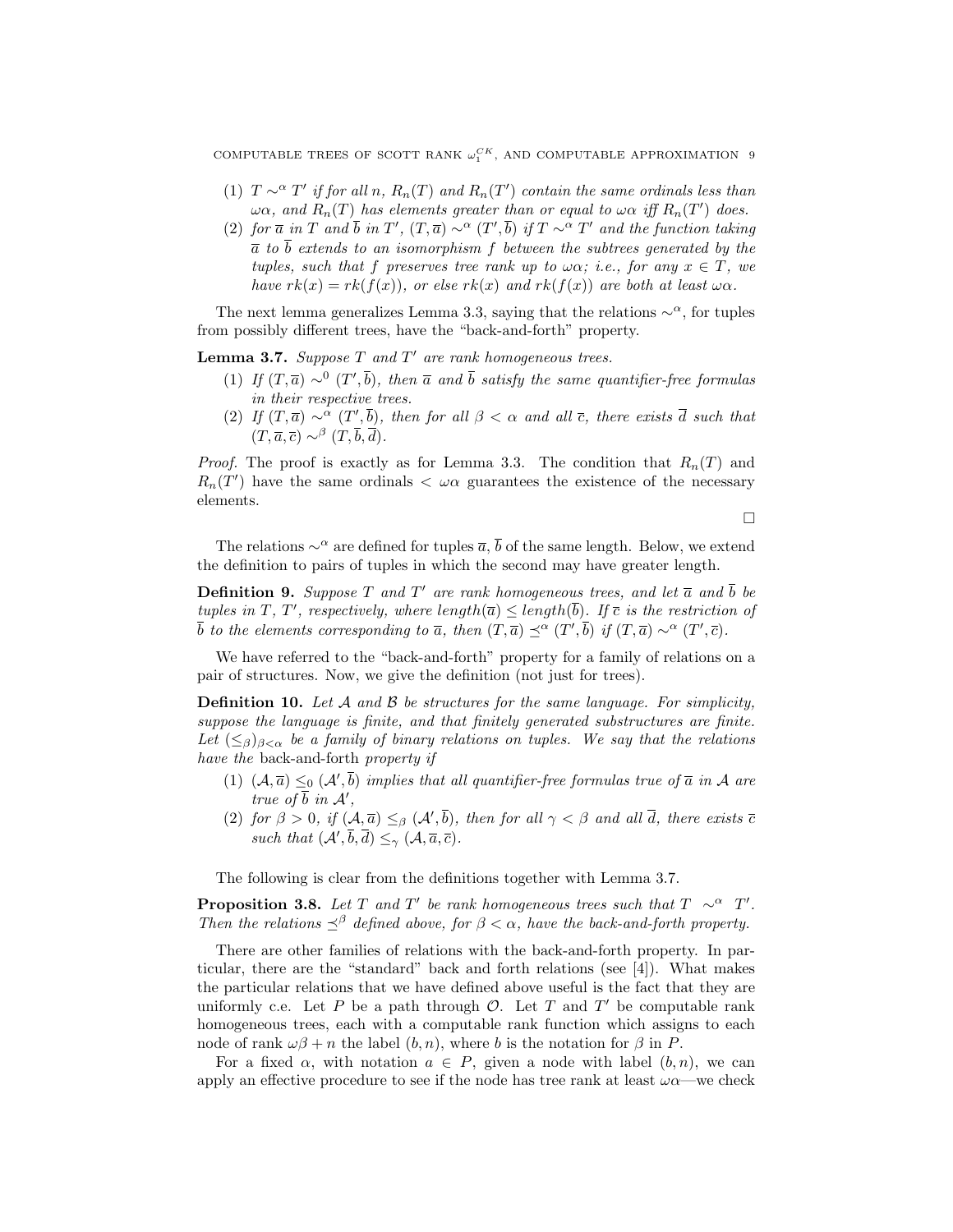(1) $T \sim^\alpha T'$ if for all $n$, $R_n(T)$ and $R_n(T')$ contain the same ordinals less than $\omega\alpha$, and $R_n(T)$ has elements greater than or equal to $\omega\alpha$ iff $R_n(T')$ does.

(2) for $\overline{a}$ in $T$ and $\overline{b}$ in $T'$, $(T, \overline{a}) \sim^\alpha (T', \overline{b})$ if $T \sim^\alpha T'$ and the function taking $\overline{a}$ to $\overline{b}$ extends to an isomorphism $f$ between the subtrees generated by the tuples, such that $f$ preserves tree rank up to $\omega\alpha$; i.e., for any $x \in T$, we have $rk(x) = rk(f(x))$, or else $rk(x)$ and $rk(f(x))$ are both at least $\omega\alpha$.

The next lemma generalizes Lemma 3.3, saying that the relations $\sim^\alpha$, for tuples from possibly different trees, have the "back-and-forth" property.

**Lemma 3.7.** *Suppose $T$ and $T'$ are rank homogeneous trees.*

1. *If $(T, \overline{a}) \sim^0 (T', \overline{b})$, then $\overline{a}$ and $\overline{b}$ satisfy the same quantifier-free formulas in their respective trees.*
2. *If $(T, \overline{a}) \sim^\alpha (T', \overline{b})$, then for all $\beta < \alpha$ and all $\overline{c}$, there exists $\overline{d}$ such that $(T, \overline{a}, \overline{c}) \sim^\beta (T, \overline{b}, \overline{d})$.*

*Proof.* The proof is exactly as for Lemma 3.3. The condition that $R_n(T)$ and $R_n(T')$ have the same ordinals $< \omega\alpha$ guarantees the existence of the necessary elements.

□

The relations $\sim^\alpha$ are defined for tuples $\overline{a}$, $\overline{b}$ of the same length. Below, we extend the definition to pairs of tuples in which the second may have greater length.

**Definition 9.** *Suppose $T$ and $T'$ are rank homogeneous trees, and let $\overline{a}$ and $\overline{b}$ be tuples in $T$, $T'$, respectively, where $length(\overline{a}) \leq length(\overline{b})$. If $\overline{c}$ is the restriction of $\overline{b}$ to the elements corresponding to $\overline{a}$, then $(T, \overline{a}) \preceq^\alpha (T', \overline{b})$ if $(T, \overline{a}) \sim^\alpha (T', \overline{c})$.*

We have referred to the "back-and-forth" property for a family of relations on a pair of structures. Now, we give the definition (not just for trees).

**Definition 10.** *Let $\mathcal{A}$ and $\mathcal{B}$ be structures for the same language. For simplicity, suppose the language is finite, and that finitely generated substructures are finite. Let $(\leq_\beta)_{\beta<\alpha}$ be a family of binary relations on tuples. We say that the relations have the* back-and-forth *property if*

1. *$(\mathcal{A}, \overline{a}) \leq_0 (\mathcal{A}', \overline{b})$ implies that all quantifier-free formulas true of $\overline{a}$ in $\mathcal{A}$ are true of $\overline{b}$ in $\mathcal{A}'$,*
2. *for $\beta > 0$, if $(\mathcal{A}, \overline{a}) \leq_\beta (\mathcal{A}', \overline{b})$, then for all $\gamma < \beta$ and all $\overline{d}$, there exists $\overline{c}$ such that $(\mathcal{A}', \overline{b}, \overline{d}) \leq_\gamma (\mathcal{A}, \overline{a}, \overline{c})$.*

The following is clear from the definitions together with Lemma 3.7.

**Proposition 3.8.** *Let $T$ and $T'$ be rank homogeneous trees such that $T \sim^\alpha T'$. Then the relations $\preceq^\beta$ defined above, for $\beta < \alpha$, have the back-and-forth property.*

There are other families of relations with the back-and-forth property. In particular, there are the "standard" back and forth relations (see [4]). What makes the particular relations that we have defined above useful is the fact that they are uniformly c.e. Let $P$ be a path through $\mathcal{O}$. Let $T$ and $T'$ be computable rank homogeneous trees, each with a computable rank function which assigns to each node of rank $\omega\beta + n$ the label $(b, n)$, where $b$ is the notation for $\beta$ in $P$.

For a fixed $\alpha$, with notation $a \in P$, given a node with label $(b, n)$, we can apply an effective procedure to see if the node has tree rank at least $\omega\alpha$—we check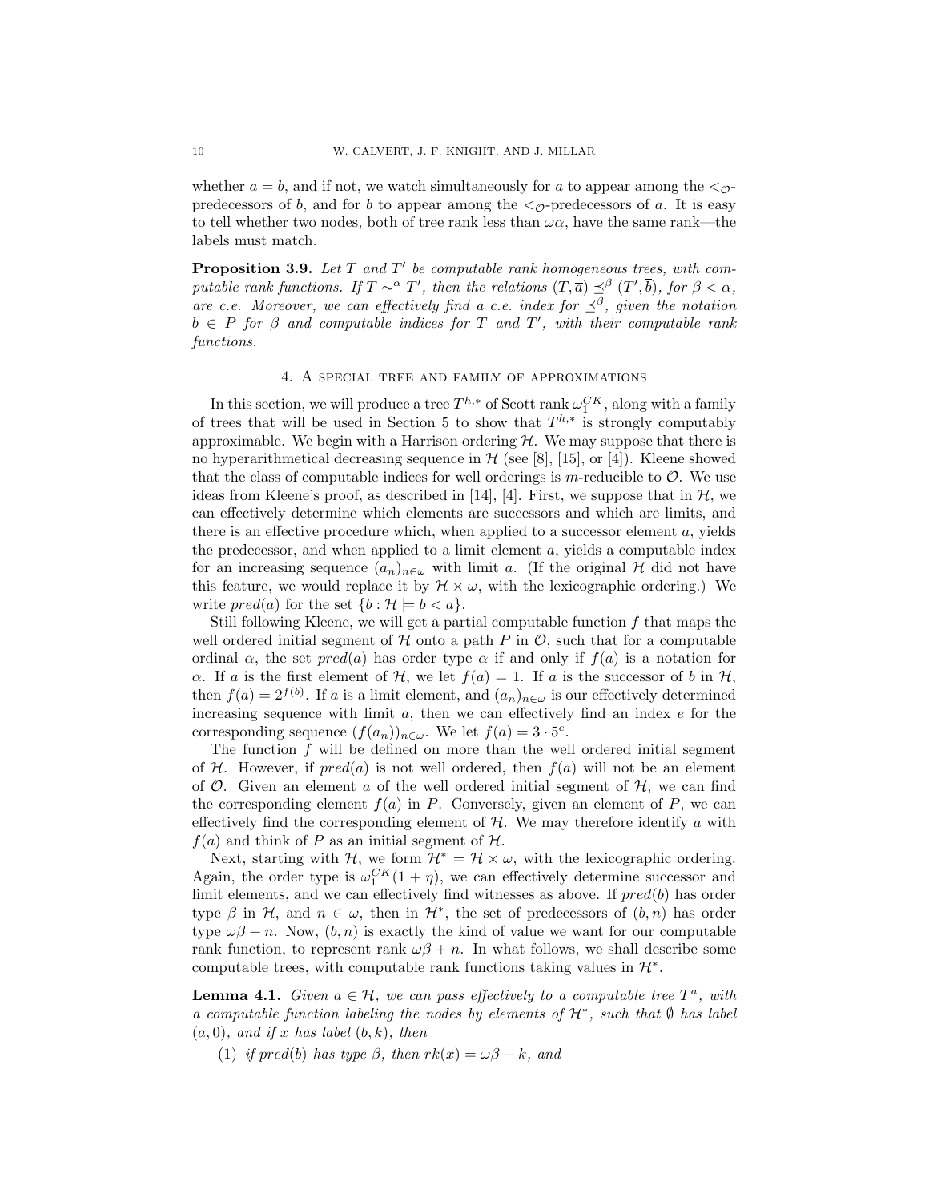whether $a = b$, and if not, we watch simultaneously for $a$ to appear among the $<_\mathcal{O}$-predecessors of $b$, and for $b$ to appear among the $<_\mathcal{O}$-predecessors of $a$. It is easy to tell whether two nodes, both of tree rank less than $\omega\alpha$, have the same rank—the labels must match.

**Proposition 3.9.** *Let $T$ and $T'$ be computable rank homogeneous trees, with computable rank functions. If $T \sim^\alpha T'$, then the relations $(T, \overline{a}) \preceq^\beta (T', \overline{b})$, for $\beta < \alpha$, are c.e. Moreover, we can effectively find a c.e. index for $\preceq^\beta$, given the notation $b \in P$ for $\beta$ and computable indices for $T$ and $T'$, with their computable rank functions.*

## 4. A special tree and family of approximations

In this section, we will produce a tree $T^{h,*}$ of Scott rank $\omega_1^{CK}$, along with a family of trees that will be used in Section 5 to show that $T^{h,*}$ is strongly computably approximable. We begin with a Harrison ordering $\mathcal{H}$. We may suppose that there is no hyperarithmetical decreasing sequence in $\mathcal{H}$ (see [8], [15], or [4]). Kleene showed that the class of computable indices for well orderings is $m$-reducible to $\mathcal{O}$. We use ideas from Kleene's proof, as described in [14], [4]. First, we suppose that in $\mathcal{H}$, we can effectively determine which elements are successors and which are limits, and there is an effective procedure which, when applied to a successor element $a$, yields the predecessor, and when applied to a limit element $a$, yields a computable index for an increasing sequence $(a_n)_{n \in \omega}$ with limit $a$. (If the original $\mathcal{H}$ did not have this feature, we would replace it by $\mathcal{H} \times \omega$, with the lexicographic ordering.) We write $pred(a)$ for the set $\{b : \mathcal{H} \models b < a\}$.

Still following Kleene, we will get a partial computable function $f$ that maps the well ordered initial segment of $\mathcal{H}$ onto a path $P$ in $\mathcal{O}$, such that for a computable ordinal $\alpha$, the set $pred(a)$ has order type $\alpha$ if and only if $f(a)$ is a notation for $\alpha$. If $a$ is the first element of $\mathcal{H}$, we let $f(a) = 1$. If $a$ is the successor of $b$ in $\mathcal{H}$, then $f(a) = 2^{f(b)}$. If $a$ is a limit element, and $(a_n)_{n \in \omega}$ is our effectively determined increasing sequence with limit $a$, then we can effectively find an index $e$ for the corresponding sequence $(f(a_n))_{n \in \omega}$. We let $f(a) = 3 \cdot 5^e$.

The function $f$ will be defined on more than the well ordered initial segment of $\mathcal{H}$. However, if $pred(a)$ is not well ordered, then $f(a)$ will not be an element of $\mathcal{O}$. Given an element $a$ of the well ordered initial segment of $\mathcal{H}$, we can find the corresponding element $f(a)$ in $P$. Conversely, given an element of $P$, we can effectively find the corresponding element of $\mathcal{H}$. We may therefore identify $a$ with $f(a)$ and think of $P$ as an initial segment of $\mathcal{H}$.

Next, starting with $\mathcal{H}$, we form $\mathcal{H}^* = \mathcal{H} \times \omega$, with the lexicographic ordering. Again, the order type is $\omega_1^{CK}(1 + \eta)$, we can effectively determine successor and limit elements, and we can effectively find witnesses as above. If $pred(b)$ has order type $\beta$ in $\mathcal{H}$, and $n \in \omega$, then in $\mathcal{H}^*$, the set of predecessors of $(b, n)$ has order type $\omega\beta + n$. Now, $(b, n)$ is exactly the kind of value we want for our computable rank function, to represent rank $\omega\beta + n$. In what follows, we shall describe some computable trees, with computable rank functions taking values in $\mathcal{H}^*$.

**Lemma 4.1.** *Given $a \in \mathcal{H}$, we can pass effectively to a computable tree $T^a$, with a computable function labeling the nodes by elements of $\mathcal{H}^*$, such that $\emptyset$ has label $(a, 0)$, and if $x$ has label $(b, k)$, then*

1. *if $pred(b)$ has type $\beta$, then $rk(x) = \omega\beta + k$, and*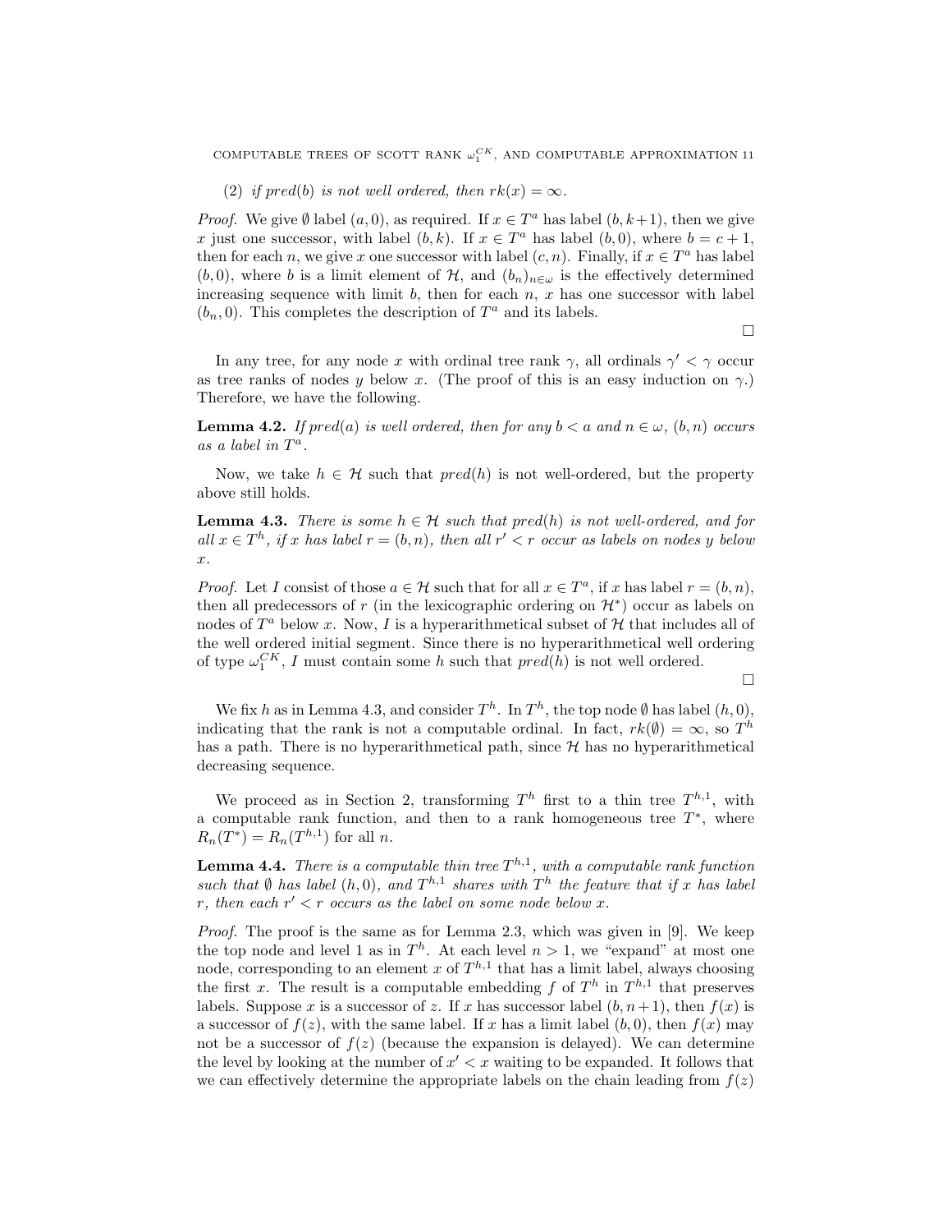(2) *if $pred(b)$ is not well ordered, then $rk(x) = \infty$.*

*Proof.* We give $\emptyset$ label $(a, 0)$, as required. If $x \in T^a$ has label $(b, k+1)$, then we give $x$ just one successor, with label $(b, k)$. If $x \in T^a$ has label $(b, 0)$, where $b = c + 1$, then for each $n$, we give $x$ one successor with label $(c, n)$. Finally, if $x \in T^a$ has label $(b, 0)$, where $b$ is a limit element of $\mathcal{H}$, and $(b_n)_{n\in\omega}$ is the effectively determined increasing sequence with limit $b$, then for each $n$, $x$ has one successor with label $(b_n, 0)$. This completes the description of $T^a$ and its labels. □

In any tree, for any node $x$ with ordinal tree rank $\gamma$, all ordinals $\gamma' < \gamma$ occur as tree ranks of nodes $y$ below $x$. (The proof of this is an easy induction on $\gamma$.) Therefore, we have the following.

**Lemma 4.2.** *If $pred(a)$ is well ordered, then for any $b < a$ and $n \in \omega$, $(b, n)$ occurs as a label in $T^a$.*

Now, we take $h \in \mathcal{H}$ such that $pred(h)$ is not well-ordered, but the property above still holds.

**Lemma 4.3.** *There is some $h \in \mathcal{H}$ such that $pred(h)$ is not well-ordered, and for all $x \in T^h$, if $x$ has label $r = (b, n)$, then all $r' < r$ occur as labels on nodes $y$ below $x$.*

*Proof.* Let $I$ consist of those $a \in \mathcal{H}$ such that for all $x \in T^a$, if $x$ has label $r = (b, n)$, then all predecessors of $r$ (in the lexicographic ordering on $\mathcal{H}^*$) occur as labels on nodes of $T^a$ below $x$. Now, $I$ is a hyperarithmetical subset of $\mathcal{H}$ that includes all of the well ordered initial segment. Since there is no hyperarithmetical well ordering of type $\omega_1^{CK}$, $I$ must contain some $h$ such that $pred(h)$ is not well ordered. □

We fix $h$ as in Lemma 4.3, and consider $T^h$. In $T^h$, the top node $\emptyset$ has label $(h, 0)$, indicating that the rank is not a computable ordinal. In fact, $rk(\emptyset) = \infty$, so $T^h$ has a path. There is no hyperarithmetical path, since $\mathcal{H}$ has no hyperarithmetical decreasing sequence.

We proceed as in Section 2, transforming $T^h$ first to a thin tree $T^{h,1}$, with a computable rank function, and then to a rank homogeneous tree $T^*$, where $R_n(T^*) = R_n(T^{h,1})$ for all $n$.

**Lemma 4.4.** *There is a computable thin tree $T^{h,1}$, with a computable rank function such that $\emptyset$ has label $(h, 0)$, and $T^{h,1}$ shares with $T^h$ the feature that if $x$ has label $r$, then each $r' < r$ occurs as the label on some node below $x$.*

*Proof.* The proof is the same as for Lemma 2.3, which was given in [9]. We keep the top node and level 1 as in $T^h$. At each level $n > 1$, we "expand" at most one node, corresponding to an element $x$ of $T^{h,1}$ that has a limit label, always choosing the first $x$. The result is a computable embedding $f$ of $T^h$ in $T^{h,1}$ that preserves labels. Suppose $x$ is a successor of $z$. If $x$ has successor label $(b, n+1)$, then $f(x)$ is a successor of $f(z)$, with the same label. If $x$ has a limit label $(b, 0)$, then $f(x)$ may not be a successor of $f(z)$ (because the expansion is delayed). We can determine the level by looking at the number of $x' < x$ waiting to be expanded. It follows that we can effectively determine the appropriate labels on the chain leading from $f(z)$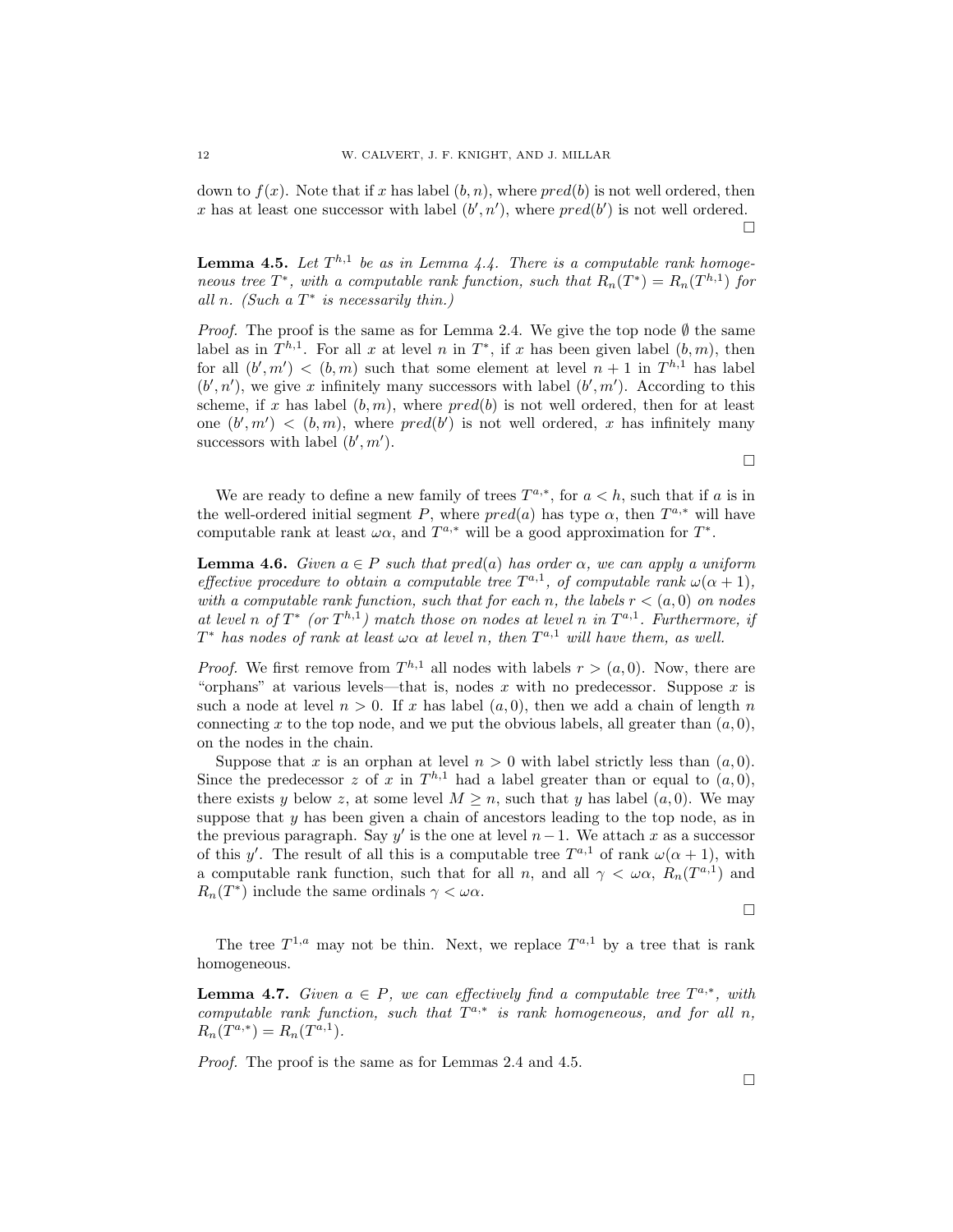down to $f(x)$. Note that if $x$ has label $(b, n)$, where $pred(b)$ is not well ordered, then $x$ has at least one successor with label $(b', n')$, where $pred(b')$ is not well ordered.

□

**Lemma 4.5.** *Let $T^{h,1}$ be as in Lemma 4.4. There is a computable rank homogeneous tree $T^*$, with a computable rank function, such that $R_n(T^*) = R_n(T^{h,1})$ for all $n$. (Such a $T^*$ is necessarily thin.)*

*Proof.* The proof is the same as for Lemma 2.4. We give the top node $\emptyset$ the same label as in $T^{h,1}$. For all $x$ at level $n$ in $T^*$, if $x$ has been given label $(b, m)$, then for all $(b', m') < (b, m)$ such that some element at level $n + 1$ in $T^{h,1}$ has label $(b', n')$, we give $x$ infinitely many successors with label $(b', m')$. According to this scheme, if $x$ has label $(b, m)$, where $pred(b)$ is not well ordered, then for at least one $(b', m') < (b, m)$, where $pred(b')$ is not well ordered, $x$ has infinitely many successors with label $(b', m')$.

□

We are ready to define a new family of trees $T^{a,*}$, for $a < h$, such that if $a$ is in the well-ordered initial segment $P$, where $pred(a)$ has type $\alpha$, then $T^{a,*}$ will have computable rank at least $\omega\alpha$, and $T^{a,*}$ will be a good approximation for $T^*$.

**Lemma 4.6.** *Given $a \in P$ such that $pred(a)$ has order $\alpha$, we can apply a uniform effective procedure to obtain a computable tree $T^{a,1}$, of computable rank $\omega(\alpha + 1)$, with a computable rank function, such that for each $n$, the labels $r < (a, 0)$ on nodes at level $n$ of $T^*$ (or $T^{h,1}$) match those on nodes at level $n$ in $T^{a,1}$. Furthermore, if $T^*$ has nodes of rank at least $\omega\alpha$ at level $n$, then $T^{a,1}$ will have them, as well.*

*Proof.* We first remove from $T^{h,1}$ all nodes with labels $r > (a, 0)$. Now, there are "orphans" at various levels—that is, nodes $x$ with no predecessor. Suppose $x$ is such a node at level $n > 0$. If $x$ has label $(a, 0)$, then we add a chain of length $n$ connecting $x$ to the top node, and we put the obvious labels, all greater than $(a, 0)$, on the nodes in the chain.

Suppose that $x$ is an orphan at level $n > 0$ with label strictly less than $(a, 0)$. Since the predecessor $z$ of $x$ in $T^{h,1}$ had a label greater than or equal to $(a, 0)$, there exists $y$ below $z$, at some level $M \geq n$, such that $y$ has label $(a, 0)$. We may suppose that $y$ has been given a chain of ancestors leading to the top node, as in the previous paragraph. Say $y'$ is the one at level $n - 1$. We attach $x$ as a successor of this $y'$. The result of all this is a computable tree $T^{a,1}$ of rank $\omega(\alpha + 1)$, with a computable rank function, such that for all $n$, and all $\gamma < \omega\alpha$, $R_n(T^{a,1})$ and $R_n(T^*)$ include the same ordinals $\gamma < \omega\alpha$.

□

The tree $T^{1,a}$ may not be thin. Next, we replace $T^{a,1}$ by a tree that is rank homogeneous.

**Lemma 4.7.** *Given $a \in P$, we can effectively find a computable tree $T^{a,*}$, with computable rank function, such that $T^{a,*}$ is rank homogeneous, and for all $n$, $R_n(T^{a,*}) = R_n(T^{a,1})$.*

*Proof.* The proof is the same as for Lemmas 2.4 and 4.5.

□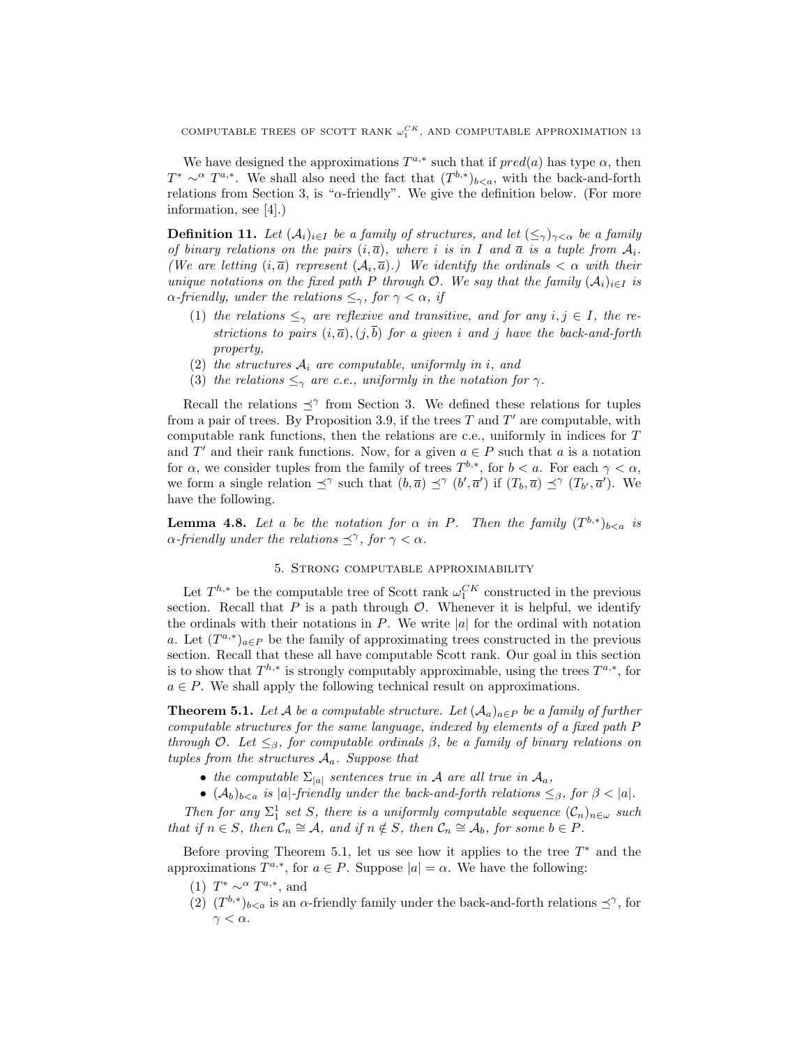We have designed the approximations $T^{a,*}$ such that if $pred(a)$ has type $\alpha$, then $T^* \sim^\alpha T^{a,*}$. We shall also need the fact that $(T^{b,*})_{b<a}$, with the back-and-forth relations from Section 3, is "$\alpha$-friendly". We give the definition below. (For more information, see [4].)

**Definition 11.** *Let $(\mathcal{A}_i)_{i\in I}$ be a family of structures, and let $(\leq_\gamma)_{\gamma<\alpha}$ be a family of binary relations on the pairs $(i, \overline{a})$, where $i$ is in $I$ and $\overline{a}$ is a tuple from $\mathcal{A}_i$. (We are letting $(i, \overline{a})$ represent $(\mathcal{A}_i, \overline{a})$.) We identify the ordinals $< \alpha$ with their unique notations on the fixed path $P$ through $\mathcal{O}$. We say that the family $(\mathcal{A}_i)_{i\in I}$ is $\alpha$-friendly, under the relations $\leq_\gamma$, for $\gamma < \alpha$, if*

1. *the relations $\leq_\gamma$ are reflexive and transitive, and for any $i, j \in I$, the restrictions to pairs $(i, \overline{a}), (j, \overline{b})$ for a given $i$ and $j$ have the back-and-forth property,*
2. *the structures $\mathcal{A}_i$ are computable, uniformly in $i$, and*
3. *the relations $\leq_\gamma$ are c.e., uniformly in the notation for $\gamma$.*

Recall the relations $\preceq^\gamma$ from Section 3. We defined these relations for tuples from a pair of trees. By Proposition 3.9, if the trees $T$ and $T'$ are computable, with computable rank functions, then the relations are c.e., uniformly in indices for $T$ and $T'$ and their rank functions. Now, for a given $a \in P$ such that $a$ is a notation for $\alpha$, we consider tuples from the family of trees $T^{b,*}$, for $b < a$. For each $\gamma < \alpha$, we form a single relation $\preceq^\gamma$ such that $(b, \overline{a}) \preceq^\gamma (b', \overline{a}')$ if $(T_b, \overline{a}) \preceq^\gamma (T_{b'}, \overline{a}')$. We have the following.

**Lemma 4.8.** *Let $a$ be the notation for $\alpha$ in $P$. Then the family $(T^{b,*})_{b<a}$ is $\alpha$-friendly under the relations $\preceq^\gamma$, for $\gamma < \alpha$.*

## 5. Strong computable approximability

Let $T^{h,*}$ be the computable tree of Scott rank $\omega_1^{CK}$ constructed in the previous section. Recall that $P$ is a path through $\mathcal{O}$. Whenever it is helpful, we identify the ordinals with their notations in $P$. We write $|a|$ for the ordinal with notation $a$. Let $(T^{a,*})_{a\in P}$ be the family of approximating trees constructed in the previous section. Recall that these all have computable Scott rank. Our goal in this section is to show that $T^{h,*}$ is strongly computably approximable, using the trees $T^{a,*}$, for $a \in P$. We shall apply the following technical result on approximations.

**Theorem 5.1.** *Let $\mathcal{A}$ be a computable structure. Let $(\mathcal{A}_a)_{a\in P}$ be a family of further computable structures for the same language, indexed by elements of a fixed path $P$ through $\mathcal{O}$. Let $\leq_\beta$, for computable ordinals $\beta$, be a family of binary relations on tuples from the structures $\mathcal{A}_a$. Suppose that*

- *the computable $\Sigma_{|a|}$ sentences true in $\mathcal{A}$ are all true in $\mathcal{A}_a$,*
- *$(\mathcal{A}_b)_{b<a}$ is $|a|$-friendly under the back-and-forth relations $\leq_\beta$, for $\beta < |a|$.*

*Then for any $\Sigma^1_1$ set $S$, there is a uniformly computable sequence $(\mathcal{C}_n)_{n\in\omega}$ such that if $n \in S$, then $\mathcal{C}_n \cong \mathcal{A}$, and if $n \notin S$, then $\mathcal{C}_n \cong \mathcal{A}_b$, for some $b \in P$.*

Before proving Theorem 5.1, let us see how it applies to the tree $T^*$ and the approximations $T^{a,*}$, for $a \in P$. Suppose $|a| = \alpha$. We have the following:

1. $T^* \sim^\alpha T^{a,*}$, and
2. $(T^{b,*})_{b<a}$ is an $\alpha$-friendly family under the back-and-forth relations $\preceq^\gamma$, for $\gamma < \alpha$.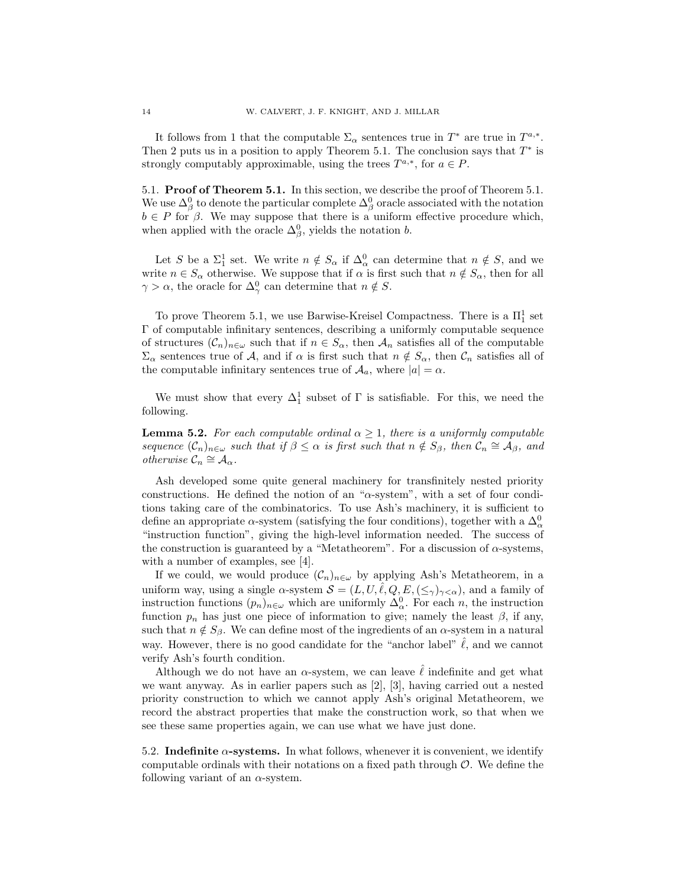It follows from 1 that the computable $\Sigma_\alpha$ sentences true in $T^*$ are true in $T^{a,*}$. Then 2 puts us in a position to apply Theorem 5.1. The conclusion says that $T^*$ is strongly computably approximable, using the trees $T^{a,*}$, for $a \in P$.

## 5.1. **Proof of Theorem 5.1.**

In this section, we describe the proof of Theorem 5.1. We use $\Delta^0_\beta$ to denote the particular complete $\Delta^0_\beta$ oracle associated with the notation $b \in P$ for $\beta$. We may suppose that there is a uniform effective procedure which, when applied with the oracle $\Delta^0_\beta$, yields the notation $b$.

Let $S$ be a $\Sigma^1_1$ set. We write $n \notin S_\alpha$ if $\Delta^0_\alpha$ can determine that $n \notin S$, and we write $n \in S_\alpha$ otherwise. We suppose that if $\alpha$ is first such that $n \notin S_\alpha$, then for all $\gamma > \alpha$, the oracle for $\Delta^0_\gamma$ can determine that $n \notin S$.

To prove Theorem 5.1, we use Barwise-Kreisel Compactness. There is a $\Pi^1_1$ set $\Gamma$ of computable infinitary sentences, describing a uniformly computable sequence of structures $(\mathcal{C}_n)_{n\in\omega}$ such that if $n \in S_\alpha$, then $\mathcal{A}_n$ satisfies all of the computable $\Sigma_\alpha$ sentences true of $\mathcal{A}$, and if $\alpha$ is first such that $n \notin S_\alpha$, then $\mathcal{C}_n$ satisfies all of the computable infinitary sentences true of $\mathcal{A}_a$, where $|a| = \alpha$.

We must show that every $\Delta^1_1$ subset of $\Gamma$ is satisfiable. For this, we need the following.

**Lemma 5.2.** *For each computable ordinal $\alpha \geq 1$, there is a uniformly computable sequence $(\mathcal{C}_n)_{n\in\omega}$ such that if $\beta \leq \alpha$ is first such that $n \notin S_\beta$, then $\mathcal{C}_n \cong \mathcal{A}_\beta$, and otherwise $\mathcal{C}_n \cong \mathcal{A}_\alpha$.*

Ash developed some quite general machinery for transfinitely nested priority constructions. He defined the notion of an "$\alpha$-system", with a set of four conditions taking care of the combinatorics. To use Ash's machinery, it is sufficient to define an appropriate $\alpha$-system (satisfying the four conditions), together with a $\Delta^0_\alpha$ "instruction function", giving the high-level information needed. The success of the construction is guaranteed by a "Metatheorem". For a discussion of $\alpha$-systems, with a number of examples, see [4].

If we could, we would produce $(\mathcal{C}_n)_{n\in\omega}$ by applying Ash's Metatheorem, in a uniform way, using a single $\alpha$-system $\mathcal{S} = (L, U, \hat{\ell}, Q, E, (\leq_\gamma)_{\gamma<\alpha})$, and a family of instruction functions $(p_n)_{n\in\omega}$ which are uniformly $\Delta^0_\alpha$. For each $n$, the instruction function $p_n$ has just one piece of information to give; namely the least $\beta$, if any, such that $n \notin S_\beta$. We can define most of the ingredients of an $\alpha$-system in a natural way. However, there is no good candidate for the "anchor label" $\hat{\ell}$, and we cannot verify Ash's fourth condition.

Although we do not have an $\alpha$-system, we can leave $\hat{\ell}$ indefinite and get what we want anyway. As in earlier papers such as [2], [3], having carried out a nested priority construction to which we cannot apply Ash's original Metatheorem, we record the abstract properties that make the construction work, so that when we see these same properties again, we can use what we have just done.

## 5.2. **Indefinite $\alpha$-systems.**

In what follows, whenever it is convenient, we identify computable ordinals with their notations on a fixed path through $\mathcal{O}$. We define the following variant of an $\alpha$-system.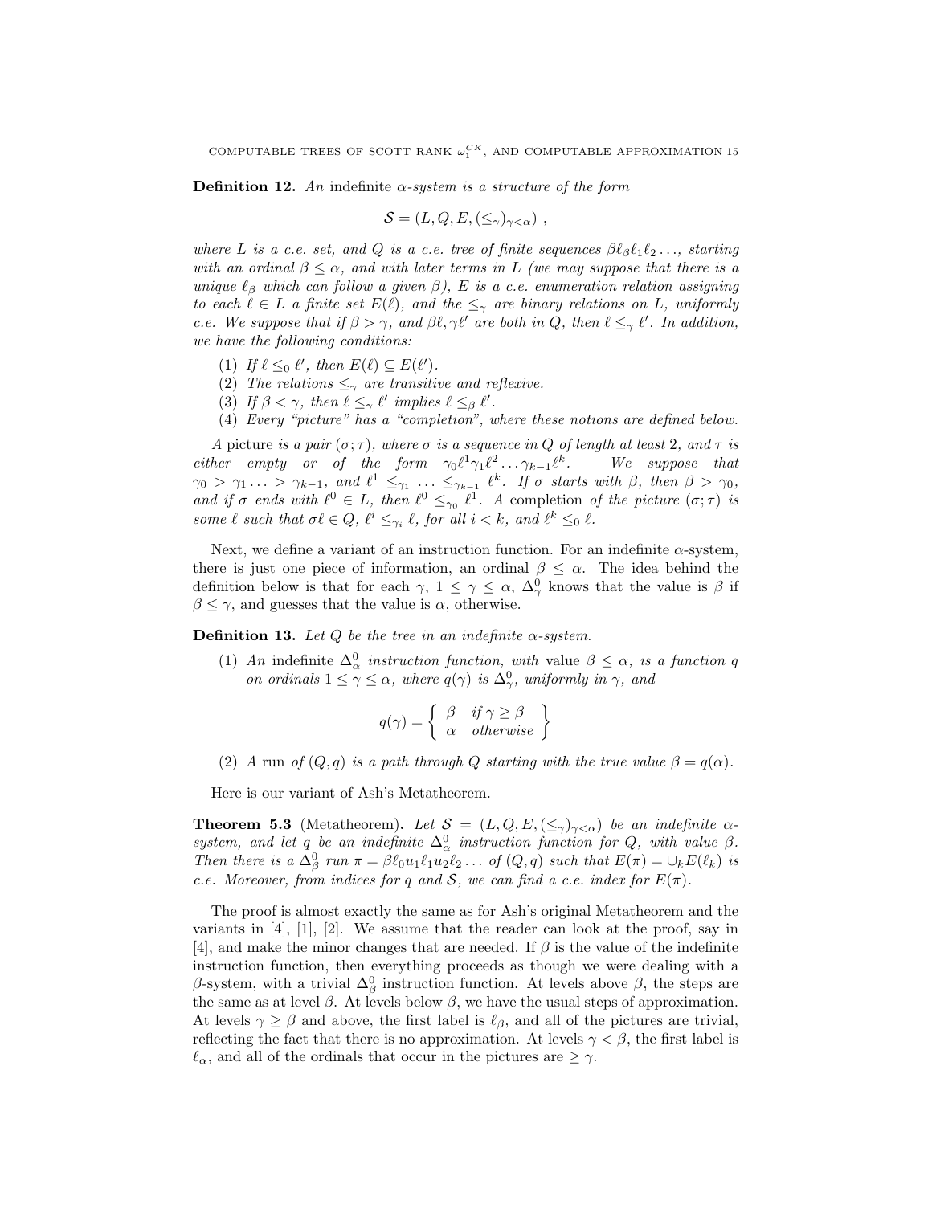**Definition 12.** *An* indefinite $\alpha$-system *is a structure of the form*

$$\mathcal{S} = (L, Q, E, (\leq_\gamma)_{\gamma<\alpha}) \ ,$$

*where $L$ is a c.e. set, and $Q$ is a c.e. tree of finite sequences $\beta\ell_\beta\ell_1\ell_2\ldots$, starting with an ordinal $\beta \leq \alpha$, and with later terms in $L$ (we may suppose that there is a unique $\ell_\beta$ which can follow a given $\beta$), $E$ is a c.e. enumeration relation assigning to each $\ell \in L$ a finite set $E(\ell)$, and the $\leq_\gamma$ are binary relations on $L$, uniformly c.e. We suppose that if $\beta > \gamma$, and $\beta\ell, \gamma\ell'$ are both in $Q$, then $\ell \leq_\gamma \ell'$. In addition, we have the following conditions:*

1. *If $\ell \leq_0 \ell'$, then $E(\ell) \subseteq E(\ell')$.*
2. *The relations $\leq_\gamma$ are transitive and reflexive.*
3. *If $\beta < \gamma$, then $\ell \leq_\gamma \ell'$ implies $\ell \leq_\beta \ell'$.*
4. *Every "picture" has a "completion", where these notions are defined below.*

*A* picture *is a pair $(\sigma; \tau)$, where $\sigma$ is a sequence in $Q$ of length at least 2, and $\tau$ is either empty or of the form $\gamma_0\ell^1\gamma_1\ell^2\ldots\gamma_{k-1}\ell^k$. We suppose that $\gamma_0 > \gamma_1 \ldots > \gamma_{k-1}$, and $\ell^1 \leq_{\gamma_1} \ldots \leq_{\gamma_{k-1}} \ell^k$. If $\sigma$ starts with $\beta$, then $\beta > \gamma_0$, and if $\sigma$ ends with $\ell^0 \in L$, then $\ell^0 \leq_{\gamma_0} \ell^1$. A* completion *of the picture $(\sigma;\tau)$ is some $\ell$ such that $\sigma\ell \in Q$, $\ell^i \leq_{\gamma_i} \ell$, for all $i < k$, and $\ell^k \leq_0 \ell$.*

Next, we define a variant of an instruction function. For an indefinite $\alpha$-system, there is just one piece of information, an ordinal $\beta \leq \alpha$. The idea behind the definition below is that for each $\gamma$, $1 \leq \gamma \leq \alpha$, $\Delta^0_\gamma$ knows that the value is $\beta$ if $\beta \leq \gamma$, and guesses that the value is $\alpha$, otherwise.

**Definition 13.** *Let $Q$ be the tree in an indefinite $\alpha$-system.*

1. *An* indefinite $\Delta^0_\alpha$ instruction function, *with* value $\beta \leq \alpha$, *is a function $q$ on ordinals $1 \leq \gamma \leq \alpha$, where $q(\gamma)$ is $\Delta^0_\gamma$, uniformly in $\gamma$, and*

$$q(\gamma) = \left\{ \begin{array}{ll} \beta & \textit{if } \gamma \geq \beta \\ \alpha & \textit{otherwise} \end{array} \right\}$$

2. *A* run *of $(Q, q)$ is a path through $Q$ starting with the true value $\beta = q(\alpha)$.*

Here is our variant of Ash's Metatheorem.

**Theorem 5.3** (Metatheorem)**.** *Let $\mathcal{S} = (L, Q, E, (\leq_\gamma)_{\gamma<\alpha})$ be an indefinite $\alpha$-system, and let $q$ be an indefinite $\Delta^0_\alpha$ instruction function for $Q$, with value $\beta$. Then there is a $\Delta^0_\beta$ run $\pi = \beta\ell_0u_1\ell_1u_2\ell_2\ldots$ of $(Q, q)$ such that $E(\pi) = \cup_k E(\ell_k)$ is c.e. Moreover, from indices for $q$ and $\mathcal{S}$, we can find a c.e. index for $E(\pi)$.*

The proof is almost exactly the same as for Ash's original Metatheorem and the variants in [4], [1], [2]. We assume that the reader can look at the proof, say in [4], and make the minor changes that are needed. If $\beta$ is the value of the indefinite instruction function, then everything proceeds as though we were dealing with a $\beta$-system, with a trivial $\Delta^0_\beta$ instruction function. At levels above $\beta$, the steps are the same as at level $\beta$. At levels below $\beta$, we have the usual steps of approximation. At levels $\gamma \geq \beta$ and above, the first label is $\ell_\beta$, and all of the pictures are trivial, reflecting the fact that there is no approximation. At levels $\gamma < \beta$, the first label is $\ell_\alpha$, and all of the ordinals that occur in the pictures are $\geq \gamma$.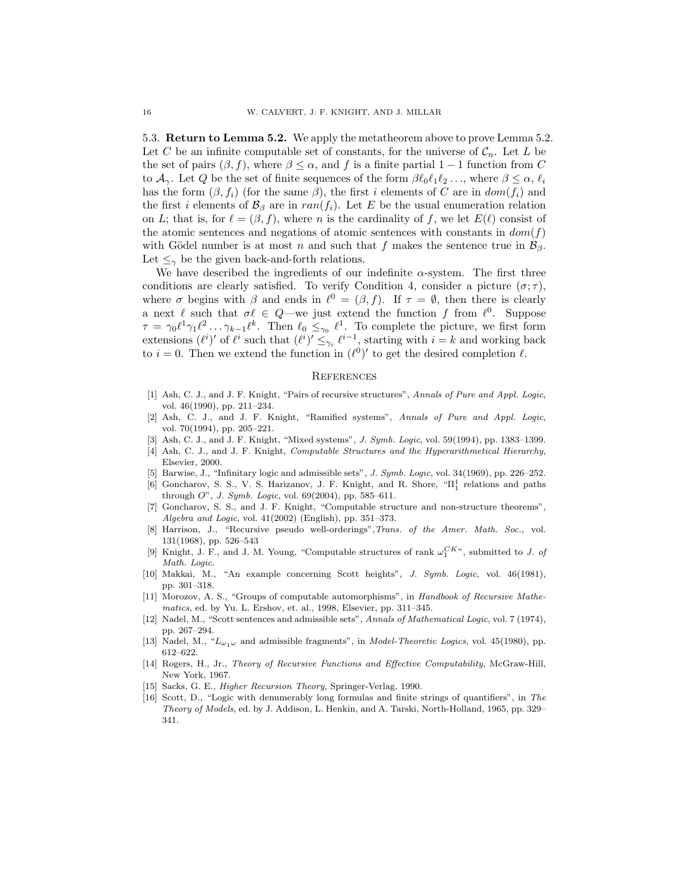### 5.3. **Return to Lemma 5.2.**

We apply the metatheorem above to prove Lemma 5.2. Let $C$ be an infinite computable set of constants, for the universe of $\mathcal{C}_n$. Let $L$ be the set of pairs $(\beta, f)$, where $\beta \leq \alpha$, and $f$ is a finite partial $1-1$ function from $C$ to $\mathcal{A}_\gamma$. Let $Q$ be the set of finite sequences of the form $\beta\ell_0\ell_1\ell_2\ldots$, where $\beta \leq \alpha$, $\ell_i$ has the form $(\beta, f_i)$ (for the same $\beta$), the first $i$ elements of $C$ are in $dom(f_i)$ and the first $i$ elements of $\mathcal{B}_\beta$ are in $ran(f_i)$. Let $E$ be the usual enumeration relation on $L$; that is, for $\ell = (\beta, f)$, where $n$ is the cardinality of $f$, we let $E(\ell)$ consist of the atomic sentences and negations of atomic sentences with constants in $dom(f)$ with Gödel number is at most $n$ and such that $f$ makes the sentence true in $\mathcal{B}_\beta$. Let $\leq_\gamma$ be the given back-and-forth relations.

We have described the ingredients of our indefinite $\alpha$-system. The first three conditions are clearly satisfied. To verify Condition 4, consider a picture $(\sigma; \tau)$, where $\sigma$ begins with $\beta$ and ends in $\ell^0 = (\beta, f)$. If $\tau = \emptyset$, then there is clearly a next $\ell$ such that $\sigma\ell \in Q$—we just extend the function $f$ from $\ell^0$. Suppose $\tau = \gamma_0\ell^1\gamma_1\ell^2\ldots\gamma_{k-1}\ell^k$. Then $\ell_0 \leq_{\gamma_0} \ell^1$. To complete the picture, we first form extensions $(\ell^i)'$ of $\ell^i$ such that $(\ell^i)' \leq_{\gamma_i} \ell^{i-1}$, starting with $i = k$ and working back to $i = 0$. Then we extend the function in $(\ell^0)'$ to get the desired completion $\ell$.

## References

[1] Ash, C. J., and J. F. Knight, "Pairs of recursive structures", *Annals of Pure and Appl. Logic*, vol. 46(1990), pp. 211–234.

[2] Ash, C. J., and J. F. Knight, "Ramified systems", *Annals of Pure and Appl. Logic*, vol. 70(1994), pp. 205–221.

[3] Ash, C. J., and J. F. Knight, "Mixed systems", *J. Symb. Logic*, vol. 59(1994), pp. 1383–1399.

[4] Ash, C. J., and J. F. Knight, *Computable Structures and the Hyperarithmetical Hierarchy*, Elsevier, 2000.

[5] Barwise, J., "Infinitary logic and admissible sets", *J. Symb. Logic*, vol. 34(1969), pp. 226–252.

[6] Goncharov, S. S., V. S. Harizanov, J. F. Knight, and R. Shore, "$\Pi^1_1$ relations and paths through $O$", *J. Symb. Logic*, vol. 69(2004), pp. 585–611.

[7] Goncharov, S. S., and J. F. Knight, "Computable structure and non-structure theorems", *Algebra and Logic*, vol. 41(2002) (English), pp. 351–373.

[8] Harrison, J., "Recursive pseudo well-orderings", *Trans. of the Amer. Math. Soc.*, vol. 131(1968), pp. 526–543

[9] Knight, J. F., and J. M. Young, "Computable structures of rank $\omega_1^{CK}$", submitted to *J. of Math. Logic.*

[10] Makkai, M., "An example concerning Scott heights", *J. Symb. Logic*, vol. 46(1981), pp. 301–318.

[11] Morozov, A. S., "Groups of computable automorphisms", in *Handbook of Recursive Mathematics*, ed. by Yu. L. Ershov, et. al., 1998, Elsevier, pp. 311–345.

[12] Nadel, M., "Scott sentences and admissible sets", *Annals of Mathematical Logic*, vol. 7 (1974), pp. 267–294.

[13] Nadel, M., "$L_{\omega_1\omega}$ and admissible fragments", in *Model-Theoretic Logics*, vol. 45(1980), pp. 612–622.

[14] Rogers, H., Jr., *Theory of Recursive Functions and Effective Computability*, McGraw-Hill, New York, 1967.

[15] Sacks, G. E., *Higher Recursion Theory*, Springer-Verlag, 1990.

[16] Scott, D., "Logic with denumerably long formulas and finite strings of quantifiers", in *The Theory of Models*, ed. by J. Addison, L. Henkin, and A. Tarski, North-Holland, 1965, pp. 329–341.